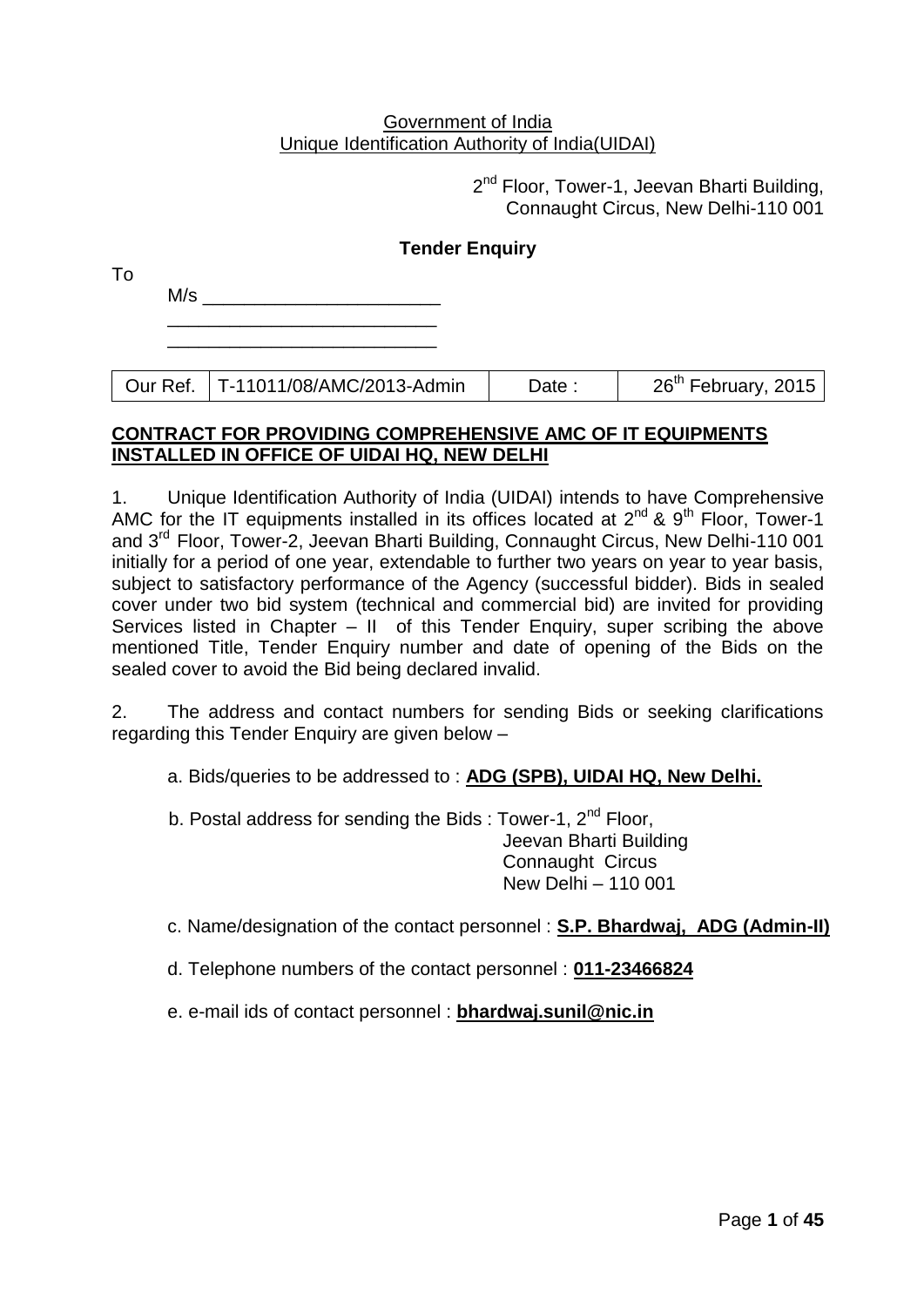Government of India
Unique Identification Authority of India(UIDAI)

2nd Floor, Tower-1, Jeevan Bharti Building,
Connaught Circus, New Delhi-110 001

**Tender Enquiry**

To

M/s _______________________
__________________________
__________________________

| Our Ref. | T-11011/08/AMC/2013-Admin | Date : | 26th February, 2015 |
|---|---|---|---|

**CONTRACT FOR PROVIDING COMPREHENSIVE AMC OF IT EQUIPMENTS INSTALLED IN OFFICE OF UIDAI HQ, NEW DELHI**

1. Unique Identification Authority of India (UIDAI) intends to have Comprehensive AMC for the IT equipments installed in its offices located at 2nd & 9th Floor, Tower-1 and 3rd Floor, Tower-2, Jeevan Bharti Building, Connaught Circus, New Delhi-110 001 initially for a period of one year, extendable to further two years on year to year basis, subject to satisfactory performance of the Agency (successful bidder). Bids in sealed cover under two bid system (technical and commercial bid) are invited for providing Services listed in Chapter – II of this Tender Enquiry, super scribing the above mentioned Title, Tender Enquiry number and date of opening of the Bids on the sealed cover to avoid the Bid being declared invalid.

2. The address and contact numbers for sending Bids or seeking clarifications regarding this Tender Enquiry are given below –

a. Bids/queries to be addressed to : **ADG (SPB), UIDAI HQ, New Delhi.**

b. Postal address for sending the Bids : Tower-1, 2nd Floor,
Jeevan Bharti Building
Connaught Circus
New Delhi – 110 001

c. Name/designation of the contact personnel : **S.P. Bhardwaj, ADG (Admin-II)**

d. Telephone numbers of the contact personnel : **011-23466824**

e. e-mail ids of contact personnel : **bhardwaj.sunil@nic.in**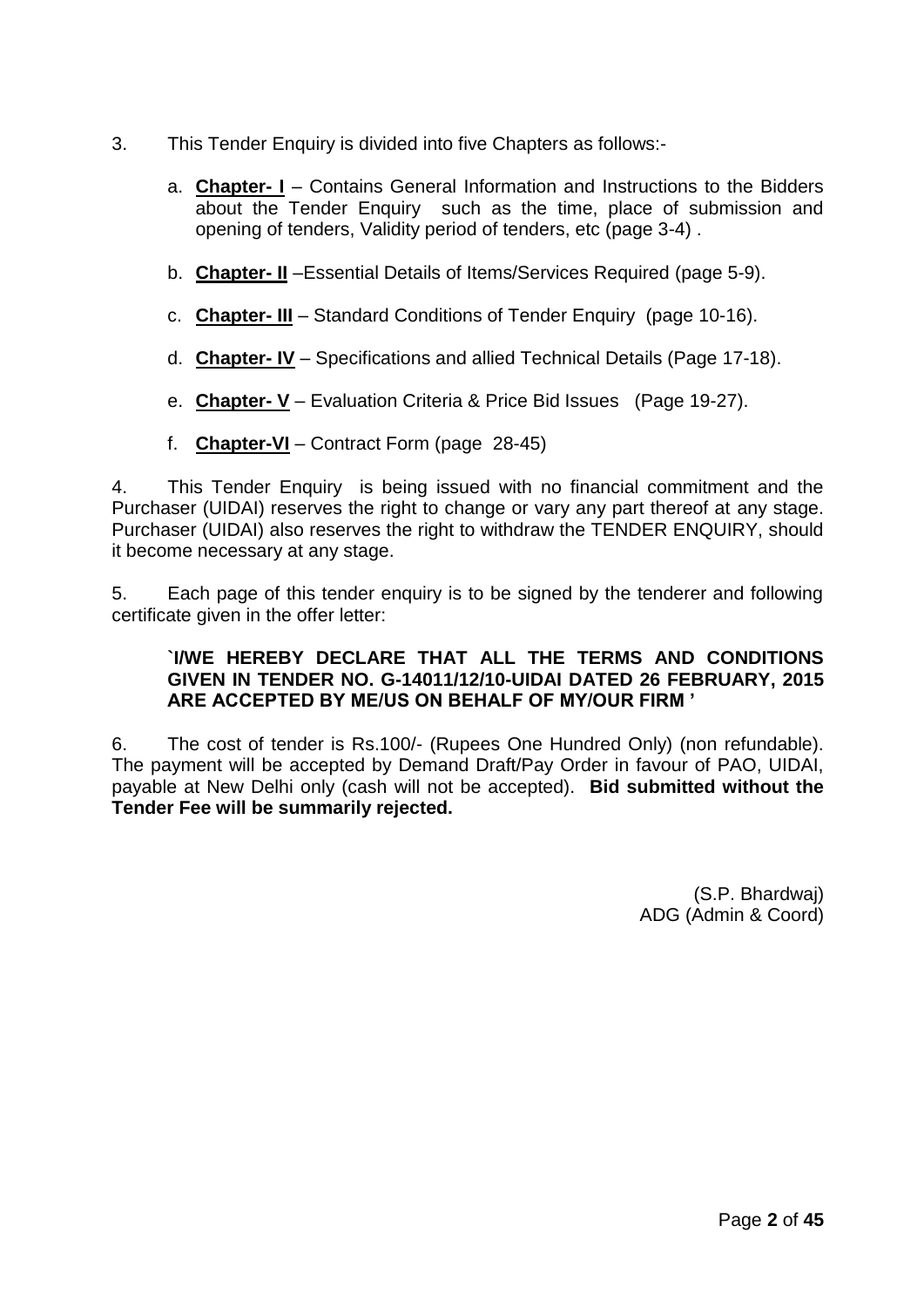3. This Tender Enquiry is divided into five Chapters as follows:-

   a. **Chapter- I** – Contains General Information and Instructions to the Bidders about the Tender Enquiry such as the time, place of submission and opening of tenders, Validity period of tenders, etc (page 3-4) .

   b. **Chapter- II** –Essential Details of Items/Services Required (page 5-9).

   c. **Chapter- III** – Standard Conditions of Tender Enquiry (page 10-16).

   d. **Chapter- IV** – Specifications and allied Technical Details (Page 17-18).

   e. **Chapter- V** – Evaluation Criteria & Price Bid Issues (Page 19-27).

   f. **Chapter-VI** – Contract Form (page 28-45)

4. This Tender Enquiry is being issued with no financial commitment and the Purchaser (UIDAI) reserves the right to change or vary any part thereof at any stage. Purchaser (UIDAI) also reserves the right to withdraw the TENDER ENQUIRY, should it become necessary at any stage.

5. Each page of this tender enquiry is to be signed by the tenderer and following certificate given in the offer letter:

   **`I/WE HEREBY DECLARE THAT ALL THE TERMS AND CONDITIONS GIVEN IN TENDER NO. G-14011/12/10-UIDAI DATED 26 FEBRUARY, 2015 ARE ACCEPTED BY ME/US ON BEHALF OF MY/OUR FIRM '**

6. The cost of tender is Rs.100/- (Rupees One Hundred Only) (non refundable). The payment will be accepted by Demand Draft/Pay Order in favour of PAO, UIDAI, payable at New Delhi only (cash will not be accepted). **Bid submitted without the Tender Fee will be summarily rejected.**

(S.P. Bhardwaj)
ADG (Admin & Coord)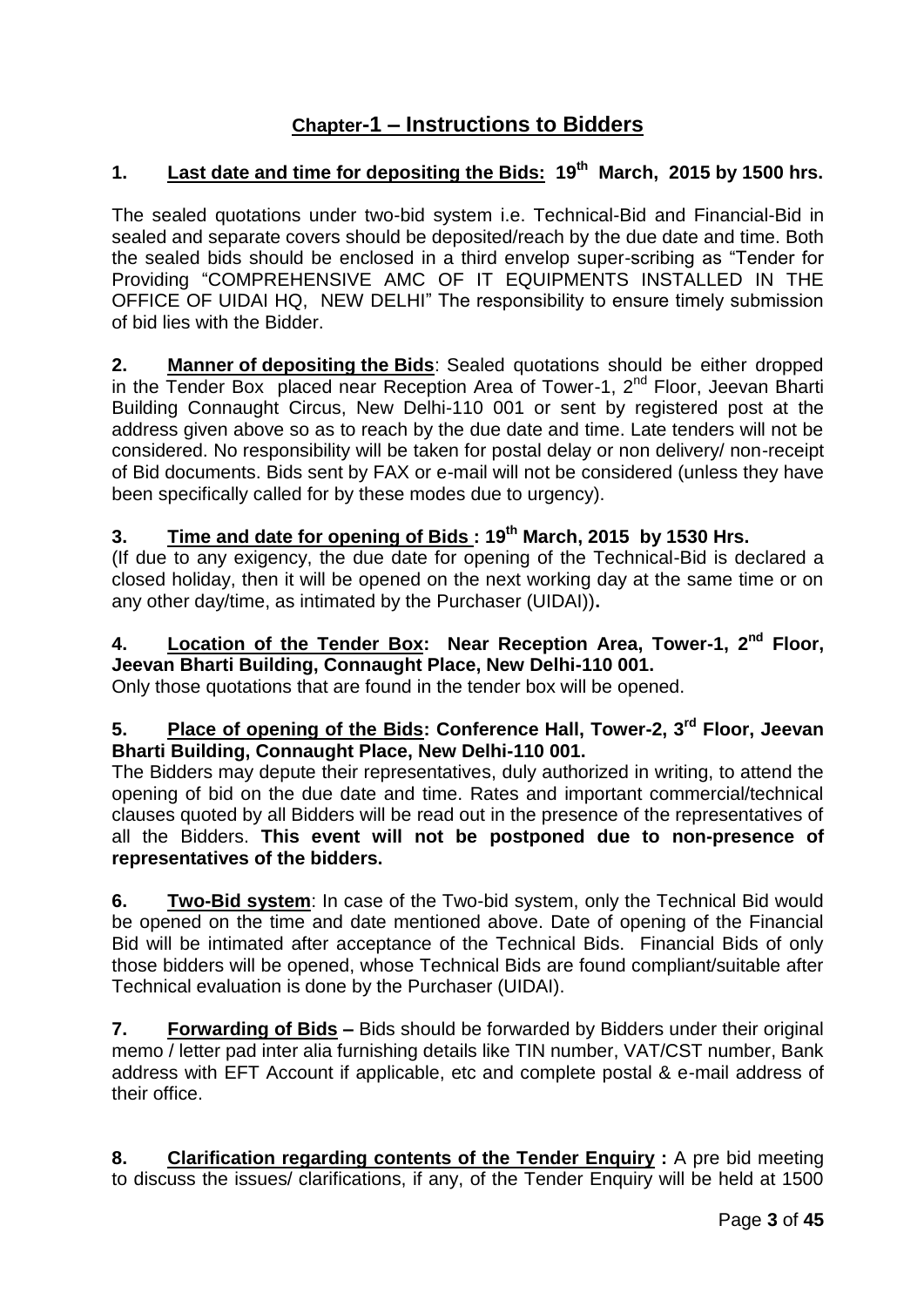# Chapter-1 – Instructions to Bidders

**1. Last date and time for depositing the Bids: 19th March, 2015 by 1500 hrs.**

The sealed quotations under two-bid system i.e. Technical-Bid and Financial-Bid in sealed and separate covers should be deposited/reach by the due date and time. Both the sealed bids should be enclosed in a third envelop super-scribing as "Tender for Providing "COMPREHENSIVE AMC OF IT EQUIPMENTS INSTALLED IN THE OFFICE OF UIDAI HQ, NEW DELHI" The responsibility to ensure timely submission of bid lies with the Bidder.

**2. Manner of depositing the Bids**: Sealed quotations should be either dropped in the Tender Box placed near Reception Area of Tower-1, 2nd Floor, Jeevan Bharti Building Connaught Circus, New Delhi-110 001 or sent by registered post at the address given above so as to reach by the due date and time. Late tenders will not be considered. No responsibility will be taken for postal delay or non delivery/ non-receipt of Bid documents. Bids sent by FAX or e-mail will not be considered (unless they have been specifically called for by these modes due to urgency).

**3. Time and date for opening of Bids : 19th March, 2015 by 1530 Hrs.**

(If due to any exigency, the due date for opening of the Technical-Bid is declared a closed holiday, then it will be opened on the next working day at the same time or on any other day/time, as intimated by the Purchaser (UIDAI))**.**

**4. Location of the Tender Box: Near Reception Area, Tower-1, 2nd Floor, Jeevan Bharti Building, Connaught Place, New Delhi-110 001.**

Only those quotations that are found in the tender box will be opened.

**5. Place of opening of the Bids: Conference Hall, Tower-2, 3rd Floor, Jeevan Bharti Building, Connaught Place, New Delhi-110 001.**

The Bidders may depute their representatives, duly authorized in writing, to attend the opening of bid on the due date and time. Rates and important commercial/technical clauses quoted by all Bidders will be read out in the presence of the representatives of all the Bidders. **This event will not be postponed due to non-presence of representatives of the bidders.**

**6. Two-Bid system**: In case of the Two-bid system, only the Technical Bid would be opened on the time and date mentioned above. Date of opening of the Financial Bid will be intimated after acceptance of the Technical Bids. Financial Bids of only those bidders will be opened, whose Technical Bids are found compliant/suitable after Technical evaluation is done by the Purchaser (UIDAI).

**7. Forwarding of Bids –** Bids should be forwarded by Bidders under their original memo / letter pad inter alia furnishing details like TIN number, VAT/CST number, Bank address with EFT Account if applicable, etc and complete postal & e-mail address of their office.

**8. Clarification regarding contents of the Tender Enquiry :** A pre bid meeting to discuss the issues/ clarifications, if any, of the Tender Enquiry will be held at 1500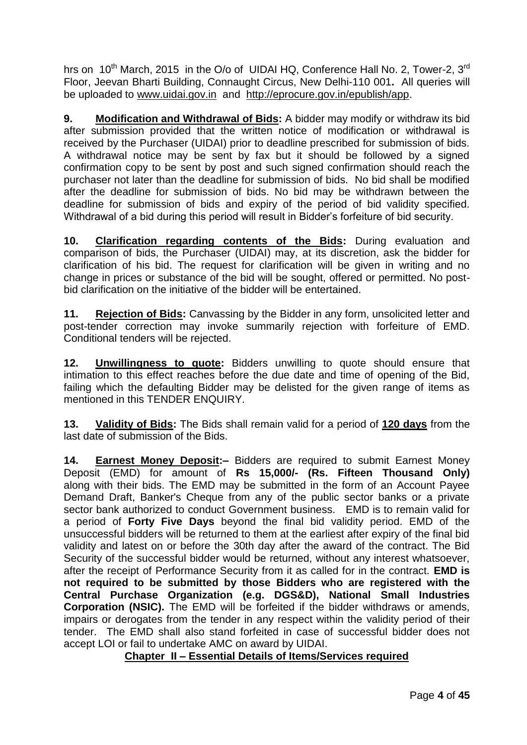hrs on 10[th] March, 2015 in the O/o of UIDAI HQ, Conference Hall No. 2, Tower-2, 3[rd] Floor, Jeevan Bharti Building, Connaught Circus, New Delhi-110 001**.** All queries will be uploaded to www.uidai.gov.in and http://eprocure.gov.in/epublish/app.

**9. Modification and Withdrawal of Bids:** A bidder may modify or withdraw its bid after submission provided that the written notice of modification or withdrawal is received by the Purchaser (UIDAI) prior to deadline prescribed for submission of bids. A withdrawal notice may be sent by fax but it should be followed by a signed confirmation copy to be sent by post and such signed confirmation should reach the purchaser not later than the deadline for submission of bids. No bid shall be modified after the deadline for submission of bids. No bid may be withdrawn between the deadline for submission of bids and expiry of the period of bid validity specified. Withdrawal of a bid during this period will result in Bidder's forfeiture of bid security.

**10. Clarification regarding contents of the Bids:** During evaluation and comparison of bids, the Purchaser (UIDAI) may, at its discretion, ask the bidder for clarification of his bid. The request for clarification will be given in writing and no change in prices or substance of the bid will be sought, offered or permitted. No post-bid clarification on the initiative of the bidder will be entertained.

**11. Rejection of Bids:** Canvassing by the Bidder in any form, unsolicited letter and post-tender correction may invoke summarily rejection with forfeiture of EMD. Conditional tenders will be rejected.

**12. Unwillingness to quote:** Bidders unwilling to quote should ensure that intimation to this effect reaches before the due date and time of opening of the Bid, failing which the defaulting Bidder may be delisted for the given range of items as mentioned in this TENDER ENQUIRY.

**13. Validity of Bids:** The Bids shall remain valid for a period of **120 days** from the last date of submission of the Bids.

**14. Earnest Money Deposit:–** Bidders are required to submit Earnest Money Deposit (EMD) for amount of **Rs 15,000/- (Rs. Fifteen Thousand Only)** along with their bids. The EMD may be submitted in the form of an Account Payee Demand Draft, Banker's Cheque from any of the public sector banks or a private sector bank authorized to conduct Government business. EMD is to remain valid for a period of **Forty Five Days** beyond the final bid validity period. EMD of the unsuccessful bidders will be returned to them at the earliest after expiry of the final bid validity and latest on or before the 30th day after the award of the contract. The Bid Security of the successful bidder would be returned, without any interest whatsoever, after the receipt of Performance Security from it as called for in the contract. **EMD is not required to be submitted by those Bidders who are registered with the Central Purchase Organization (e.g. DGS&D), National Small Industries Corporation (NSIC).** The EMD will be forfeited if the bidder withdraws or amends, impairs or derogates from the tender in any respect within the validity period of their tender. The EMD shall also stand forfeited in case of successful bidder does not accept LOI or fail to undertake AMC on award by UIDAI.

## Chapter II – Essential Details of Items/Services required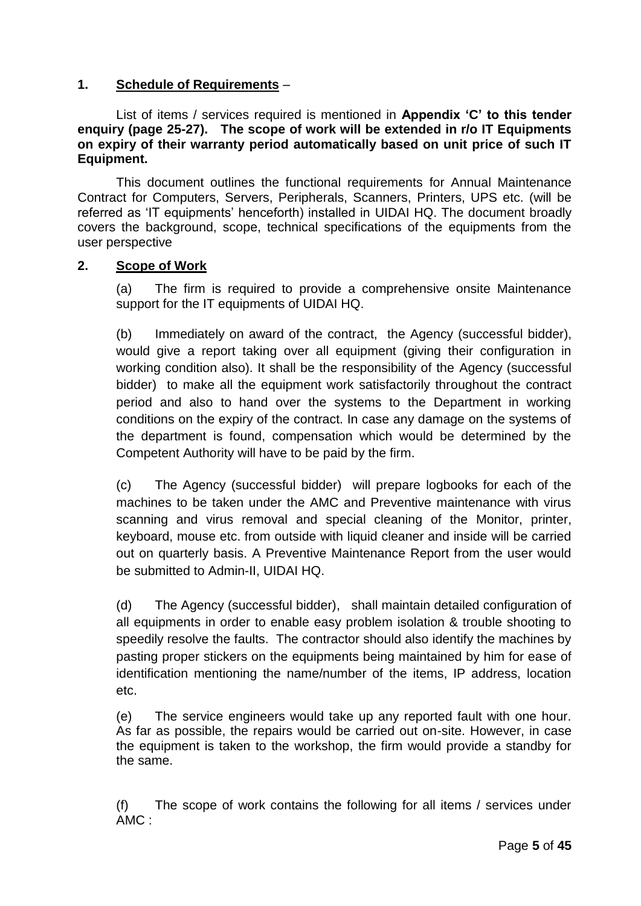**1. Schedule of Requirements** –

List of items / services required is mentioned in **Appendix 'C' to this tender enquiry (page 25-27). The scope of work will be extended in r/o IT Equipments on expiry of their warranty period automatically based on unit price of such IT Equipment.**

This document outlines the functional requirements for Annual Maintenance Contract for Computers, Servers, Peripherals, Scanners, Printers, UPS etc. (will be referred as 'IT equipments' henceforth) installed in UIDAI HQ. The document broadly covers the background, scope, technical specifications of the equipments from the user perspective

**2. Scope of Work**

(a) The firm is required to provide a comprehensive onsite Maintenance support for the IT equipments of UIDAI HQ.

(b) Immediately on award of the contract, the Agency (successful bidder), would give a report taking over all equipment (giving their configuration in working condition also). It shall be the responsibility of the Agency (successful bidder) to make all the equipment work satisfactorily throughout the contract period and also to hand over the systems to the Department in working conditions on the expiry of the contract. In case any damage on the systems of the department is found, compensation which would be determined by the Competent Authority will have to be paid by the firm.

(c) The Agency (successful bidder) will prepare logbooks for each of the machines to be taken under the AMC and Preventive maintenance with virus scanning and virus removal and special cleaning of the Monitor, printer, keyboard, mouse etc. from outside with liquid cleaner and inside will be carried out on quarterly basis. A Preventive Maintenance Report from the user would be submitted to Admin-II, UIDAI HQ.

(d) The Agency (successful bidder), shall maintain detailed configuration of all equipments in order to enable easy problem isolation & trouble shooting to speedily resolve the faults. The contractor should also identify the machines by pasting proper stickers on the equipments being maintained by him for ease of identification mentioning the name/number of the items, IP address, location etc.

(e) The service engineers would take up any reported fault with one hour. As far as possible, the repairs would be carried out on-site. However, in case the equipment is taken to the workshop, the firm would provide a standby for the same.

(f) The scope of work contains the following for all items / services under AMC :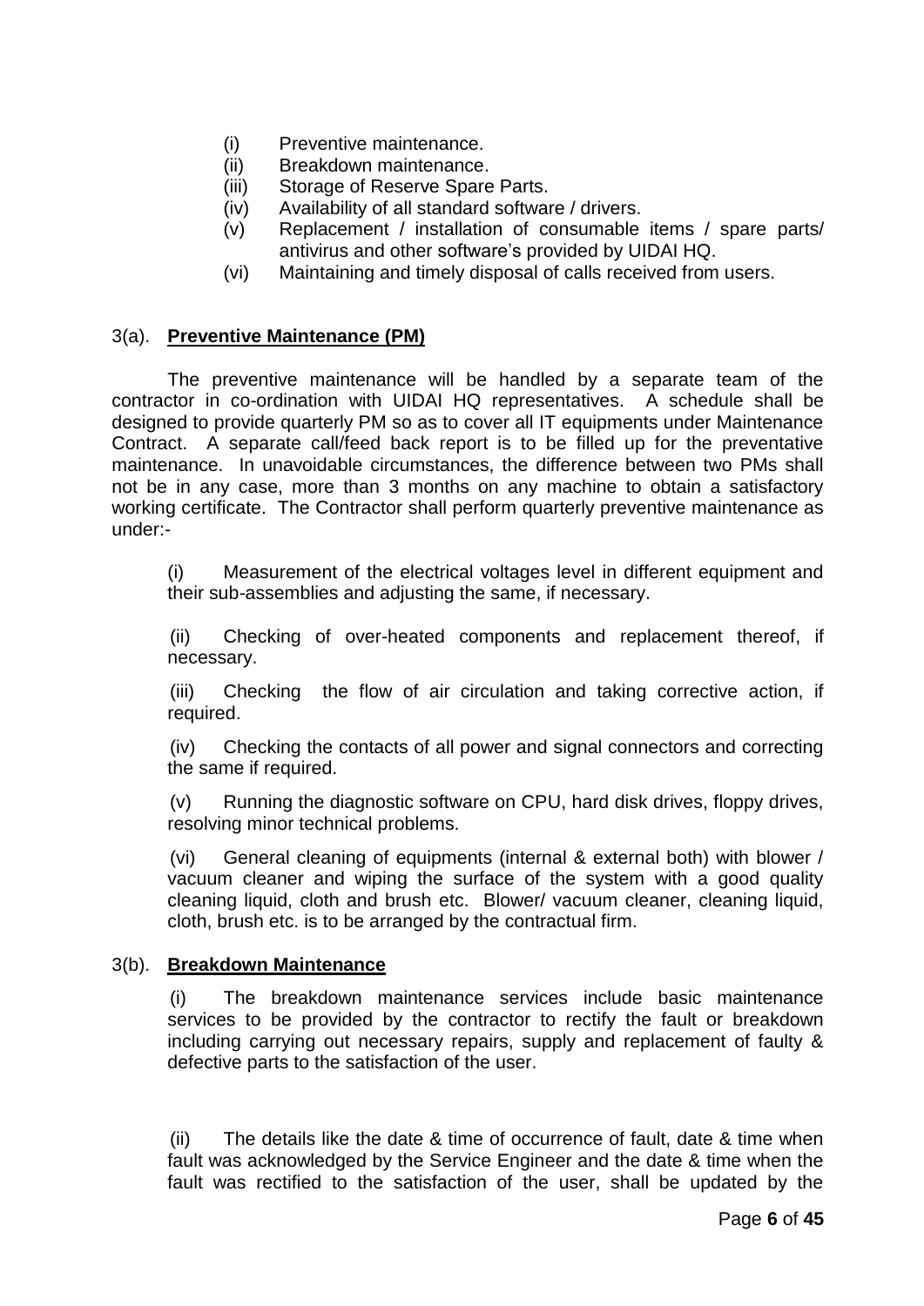(i) Preventive maintenance.
(ii) Breakdown maintenance.
(iii) Storage of Reserve Spare Parts.
(iv) Availability of all standard software / drivers.
(v) Replacement / installation of consumable items / spare parts/ antivirus and other software's provided by UIDAI HQ.
(vi) Maintaining and timely disposal of calls received from users.

3(a). **Preventive Maintenance (PM)**

The preventive maintenance will be handled by a separate team of the contractor in co-ordination with UIDAI HQ representatives. A schedule shall be designed to provide quarterly PM so as to cover all IT equipments under Maintenance Contract. A separate call/feed back report is to be filled up for the preventative maintenance. In unavoidable circumstances, the difference between two PMs shall not be in any case, more than 3 months on any machine to obtain a satisfactory working certificate. The Contractor shall perform quarterly preventive maintenance as under:-

(i) Measurement of the electrical voltages level in different equipment and their sub-assemblies and adjusting the same, if necessary.

(ii) Checking of over-heated components and replacement thereof, if necessary.

(iii) Checking the flow of air circulation and taking corrective action, if required.

(iv) Checking the contacts of all power and signal connectors and correcting the same if required.

(v) Running the diagnostic software on CPU, hard disk drives, floppy drives, resolving minor technical problems.

(vi) General cleaning of equipments (internal & external both) with blower / vacuum cleaner and wiping the surface of the system with a good quality cleaning liquid, cloth and brush etc. Blower/ vacuum cleaner, cleaning liquid, cloth, brush etc. is to be arranged by the contractual firm.

3(b). **Breakdown Maintenance**

(i) The breakdown maintenance services include basic maintenance services to be provided by the contractor to rectify the fault or breakdown including carrying out necessary repairs, supply and replacement of faulty & defective parts to the satisfaction of the user.

(ii) The details like the date & time of occurrence of fault, date & time when fault was acknowledged by the Service Engineer and the date & time when the fault was rectified to the satisfaction of the user, shall be updated by the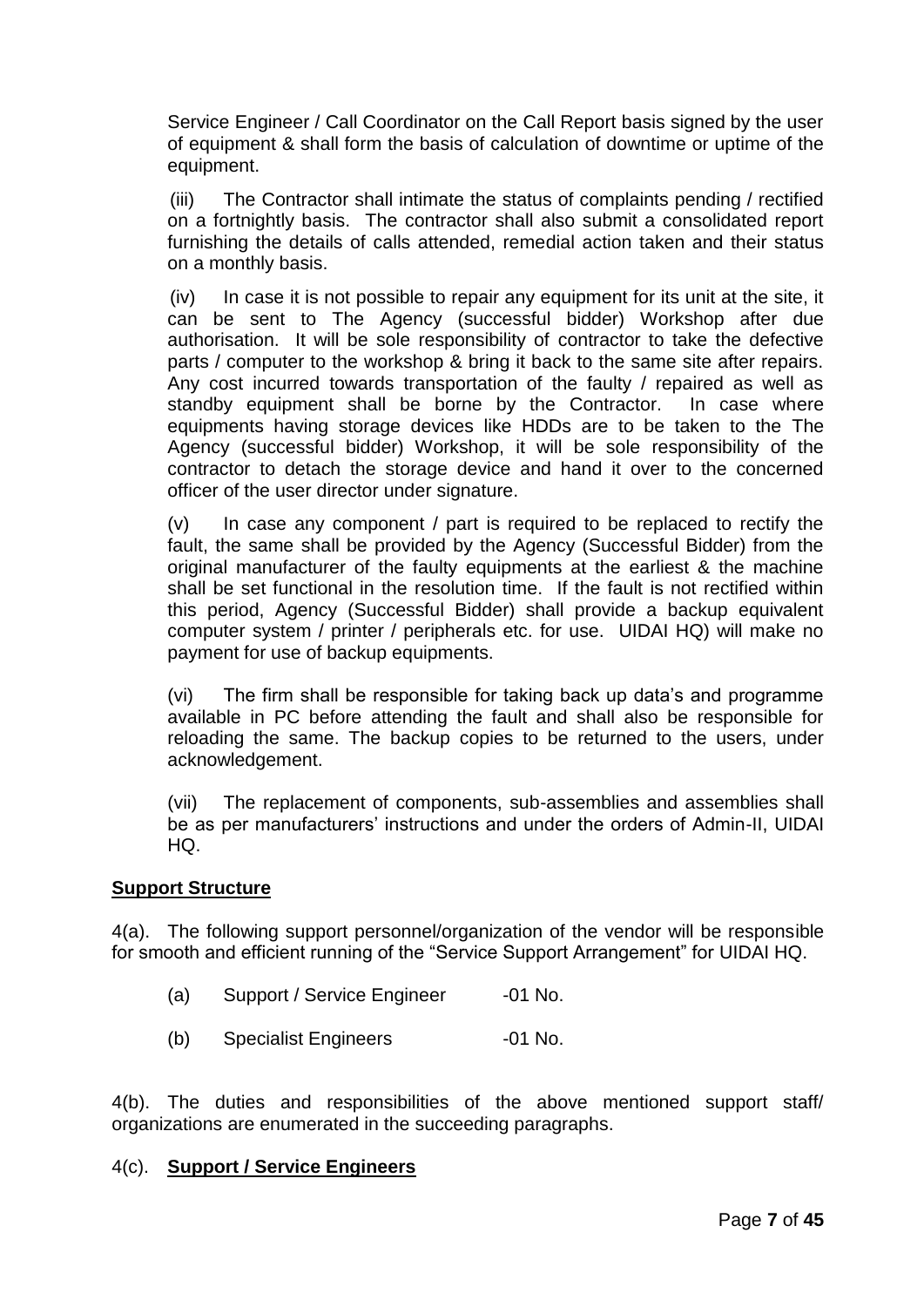Service Engineer / Call Coordinator on the Call Report basis signed by the user of equipment & shall form the basis of calculation of downtime or uptime of the equipment.

(iii) The Contractor shall intimate the status of complaints pending / rectified on a fortnightly basis. The contractor shall also submit a consolidated report furnishing the details of calls attended, remedial action taken and their status on a monthly basis.

(iv) In case it is not possible to repair any equipment for its unit at the site, it can be sent to The Agency (successful bidder) Workshop after due authorisation. It will be sole responsibility of contractor to take the defective parts / computer to the workshop & bring it back to the same site after repairs. Any cost incurred towards transportation of the faulty / repaired as well as standby equipment shall be borne by the Contractor. In case where equipments having storage devices like HDDs are to be taken to the The Agency (successful bidder) Workshop, it will be sole responsibility of the contractor to detach the storage device and hand it over to the concerned officer of the user director under signature.

(v) In case any component / part is required to be replaced to rectify the fault, the same shall be provided by the Agency (Successful Bidder) from the original manufacturer of the faulty equipments at the earliest & the machine shall be set functional in the resolution time. If the fault is not rectified within this period, Agency (Successful Bidder) shall provide a backup equivalent computer system / printer / peripherals etc. for use. UIDAI HQ) will make no payment for use of backup equipments.

(vi) The firm shall be responsible for taking back up data's and programme available in PC before attending the fault and shall also be responsible for reloading the same. The backup copies to be returned to the users, under acknowledgement.

(vii) The replacement of components, sub-assemblies and assemblies shall be as per manufacturers' instructions and under the orders of Admin-II, UIDAI HQ.

**Support Structure**

4(a). The following support personnel/organization of the vendor will be responsible for smooth and efficient running of the "Service Support Arrangement" for UIDAI HQ.

(a) Support / Service Engineer -01 No.

(b) Specialist Engineers -01 No.

4(b). The duties and responsibilities of the above mentioned support staff/ organizations are enumerated in the succeeding paragraphs.

4(c). **Support / Service Engineers**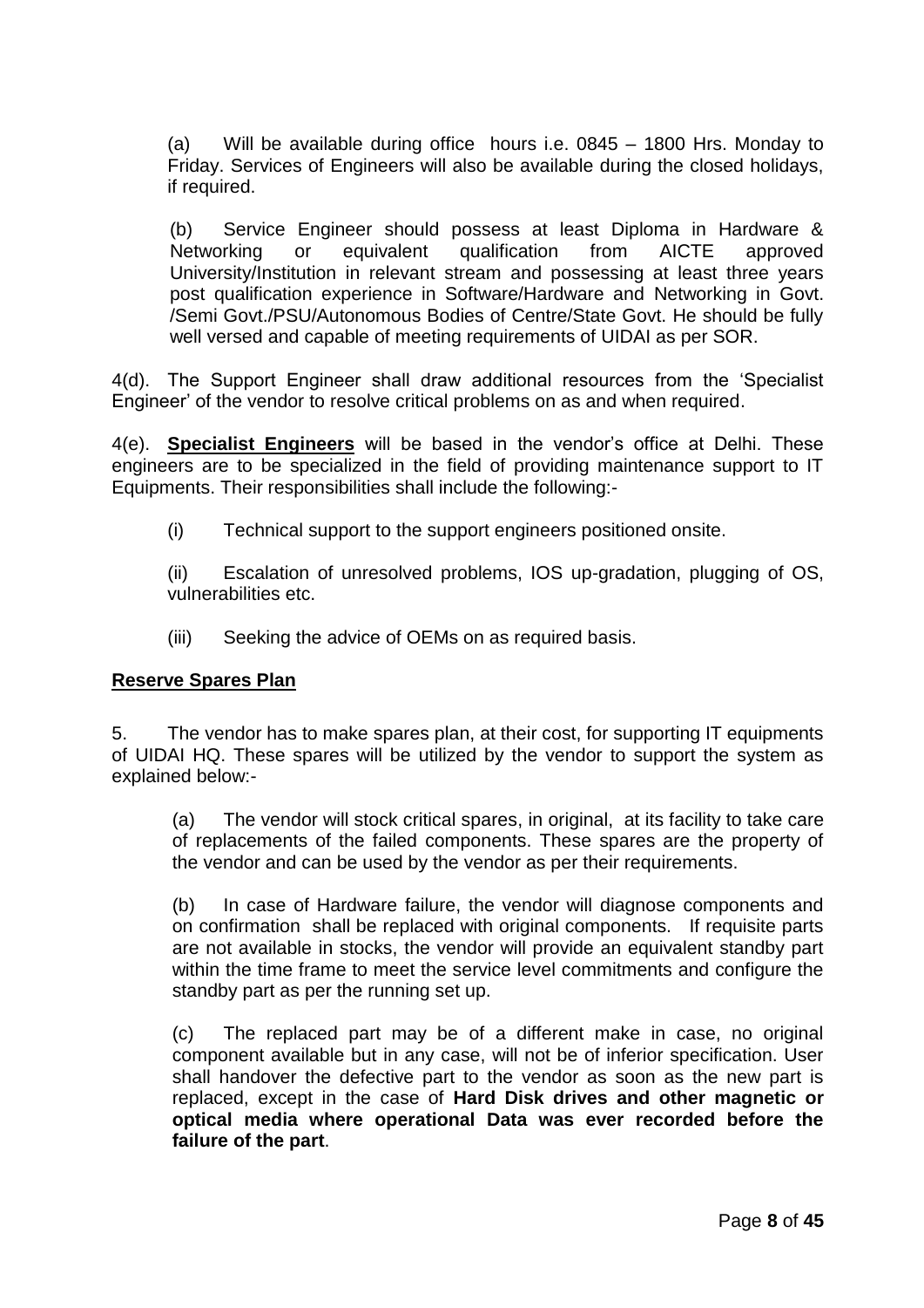(a) Will be available during office hours i.e. 0845 – 1800 Hrs. Monday to Friday. Services of Engineers will also be available during the closed holidays, if required.

(b) Service Engineer should possess at least Diploma in Hardware & Networking or equivalent qualification from AICTE approved University/Institution in relevant stream and possessing at least three years post qualification experience in Software/Hardware and Networking in Govt. /Semi Govt./PSU/Autonomous Bodies of Centre/State Govt. He should be fully well versed and capable of meeting requirements of UIDAI as per SOR.

4(d). The Support Engineer shall draw additional resources from the 'Specialist Engineer' of the vendor to resolve critical problems on as and when required.

4(e). **Specialist Engineers** will be based in the vendor's office at Delhi. These engineers are to be specialized in the field of providing maintenance support to IT Equipments. Their responsibilities shall include the following:-

(i) Technical support to the support engineers positioned onsite.

(ii) Escalation of unresolved problems, IOS up-gradation, plugging of OS, vulnerabilities etc.

(iii) Seeking the advice of OEMs on as required basis.

**Reserve Spares Plan**

5. The vendor has to make spares plan, at their cost, for supporting IT equipments of UIDAI HQ. These spares will be utilized by the vendor to support the system as explained below:-

(a) The vendor will stock critical spares, in original, at its facility to take care of replacements of the failed components. These spares are the property of the vendor and can be used by the vendor as per their requirements.

(b) In case of Hardware failure, the vendor will diagnose components and on confirmation shall be replaced with original components. If requisite parts are not available in stocks, the vendor will provide an equivalent standby part within the time frame to meet the service level commitments and configure the standby part as per the running set up.

(c) The replaced part may be of a different make in case, no original component available but in any case, will not be of inferior specification. User shall handover the defective part to the vendor as soon as the new part is replaced, except in the case of **Hard Disk drives and other magnetic or optical media where operational Data was ever recorded before the failure of the part**.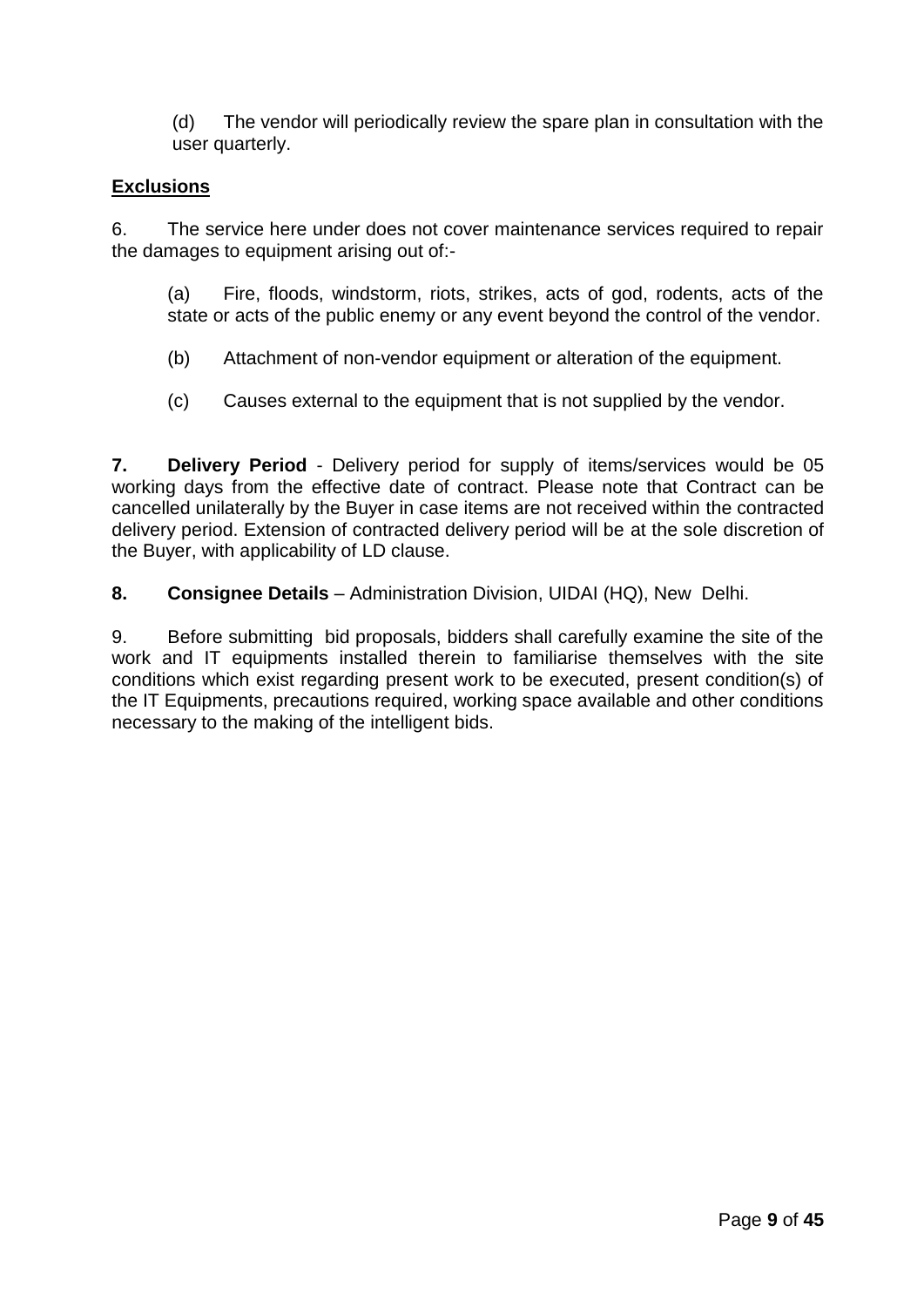(d) The vendor will periodically review the spare plan in consultation with the user quarterly.

**Exclusions**

6. The service here under does not cover maintenance services required to repair the damages to equipment arising out of:-

(a) Fire, floods, windstorm, riots, strikes, acts of god, rodents, acts of the state or acts of the public enemy or any event beyond the control of the vendor.

(b) Attachment of non-vendor equipment or alteration of the equipment.

(c) Causes external to the equipment that is not supplied by the vendor.

**7. Delivery Period** - Delivery period for supply of items/services would be 05 working days from the effective date of contract. Please note that Contract can be cancelled unilaterally by the Buyer in case items are not received within the contracted delivery period. Extension of contracted delivery period will be at the sole discretion of the Buyer, with applicability of LD clause.

**8. Consignee Details** – Administration Division, UIDAI (HQ), New Delhi.

9. Before submitting bid proposals, bidders shall carefully examine the site of the work and IT equipments installed therein to familiarise themselves with the site conditions which exist regarding present work to be executed, present condition(s) of the IT Equipments, precautions required, working space available and other conditions necessary to the making of the intelligent bids.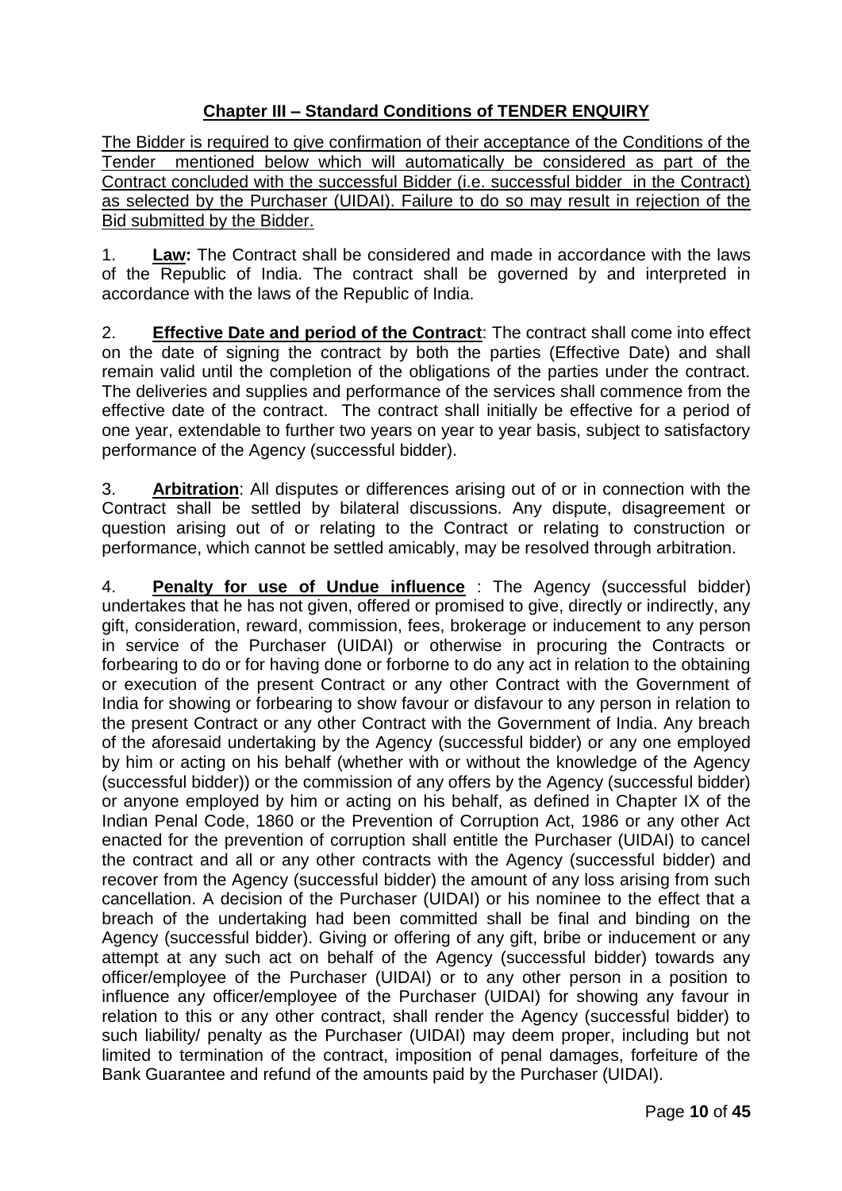## Chapter III – Standard Conditions of TENDER ENQUIRY

The Bidder is required to give confirmation of their acceptance of the Conditions of the Tender mentioned below which will automatically be considered as part of the Contract concluded with the successful Bidder (i.e. successful bidder in the Contract) as selected by the Purchaser (UIDAI). Failure to do so may result in rejection of the Bid submitted by the Bidder.

1. **Law:** The Contract shall be considered and made in accordance with the laws of the Republic of India. The contract shall be governed by and interpreted in accordance with the laws of the Republic of India.

2. **Effective Date and period of the Contract**: The contract shall come into effect on the date of signing the contract by both the parties (Effective Date) and shall remain valid until the completion of the obligations of the parties under the contract. The deliveries and supplies and performance of the services shall commence from the effective date of the contract. The contract shall initially be effective for a period of one year, extendable to further two years on year to year basis, subject to satisfactory performance of the Agency (successful bidder).

3. **Arbitration**: All disputes or differences arising out of or in connection with the Contract shall be settled by bilateral discussions. Any dispute, disagreement or question arising out of or relating to the Contract or relating to construction or performance, which cannot be settled amicably, may be resolved through arbitration.

4. **Penalty for use of Undue influence** : The Agency (successful bidder) undertakes that he has not given, offered or promised to give, directly or indirectly, any gift, consideration, reward, commission, fees, brokerage or inducement to any person in service of the Purchaser (UIDAI) or otherwise in procuring the Contracts or forbearing to do or for having done or forborne to do any act in relation to the obtaining or execution of the present Contract or any other Contract with the Government of India for showing or forbearing to show favour or disfavour to any person in relation to the present Contract or any other Contract with the Government of India. Any breach of the aforesaid undertaking by the Agency (successful bidder) or any one employed by him or acting on his behalf (whether with or without the knowledge of the Agency (successful bidder)) or the commission of any offers by the Agency (successful bidder) or anyone employed by him or acting on his behalf, as defined in Chapter IX of the Indian Penal Code, 1860 or the Prevention of Corruption Act, 1986 or any other Act enacted for the prevention of corruption shall entitle the Purchaser (UIDAI) to cancel the contract and all or any other contracts with the Agency (successful bidder) and recover from the Agency (successful bidder) the amount of any loss arising from such cancellation. A decision of the Purchaser (UIDAI) or his nominee to the effect that a breach of the undertaking had been committed shall be final and binding on the Agency (successful bidder). Giving or offering of any gift, bribe or inducement or any attempt at any such act on behalf of the Agency (successful bidder) towards any officer/employee of the Purchaser (UIDAI) or to any other person in a position to influence any officer/employee of the Purchaser (UIDAI) for showing any favour in relation to this or any other contract, shall render the Agency (successful bidder) to such liability/ penalty as the Purchaser (UIDAI) may deem proper, including but not limited to termination of the contract, imposition of penal damages, forfeiture of the Bank Guarantee and refund of the amounts paid by the Purchaser (UIDAI).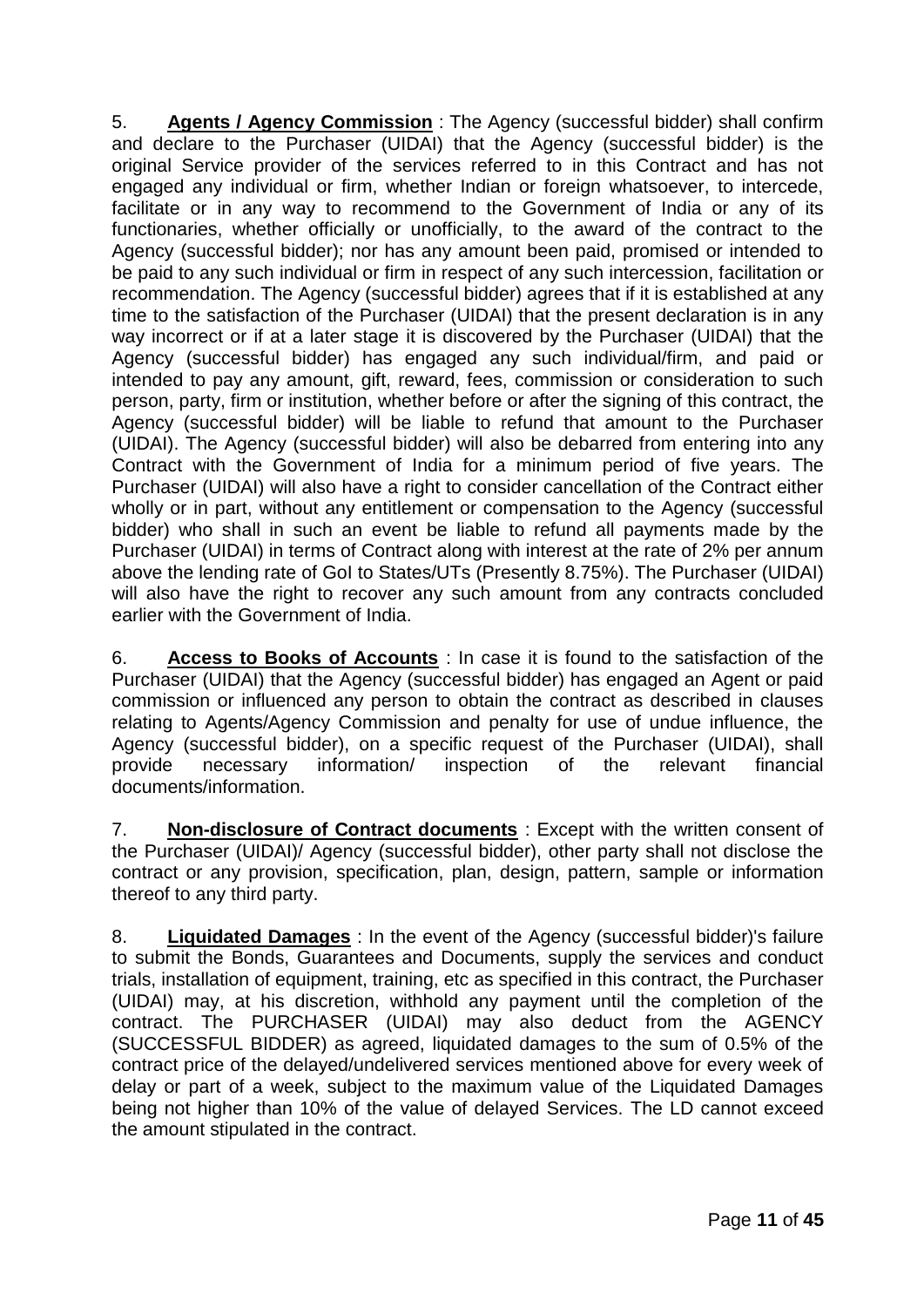5. **Agents / Agency Commission** : The Agency (successful bidder) shall confirm and declare to the Purchaser (UIDAI) that the Agency (successful bidder) is the original Service provider of the services referred to in this Contract and has not engaged any individual or firm, whether Indian or foreign whatsoever, to intercede, facilitate or in any way to recommend to the Government of India or any of its functionaries, whether officially or unofficially, to the award of the contract to the Agency (successful bidder); nor has any amount been paid, promised or intended to be paid to any such individual or firm in respect of any such intercession, facilitation or recommendation. The Agency (successful bidder) agrees that if it is established at any time to the satisfaction of the Purchaser (UIDAI) that the present declaration is in any way incorrect or if at a later stage it is discovered by the Purchaser (UIDAI) that the Agency (successful bidder) has engaged any such individual/firm, and paid or intended to pay any amount, gift, reward, fees, commission or consideration to such person, party, firm or institution, whether before or after the signing of this contract, the Agency (successful bidder) will be liable to refund that amount to the Purchaser (UIDAI). The Agency (successful bidder) will also be debarred from entering into any Contract with the Government of India for a minimum period of five years. The Purchaser (UIDAI) will also have a right to consider cancellation of the Contract either wholly or in part, without any entitlement or compensation to the Agency (successful bidder) who shall in such an event be liable to refund all payments made by the Purchaser (UIDAI) in terms of Contract along with interest at the rate of 2% per annum above the lending rate of GoI to States/UTs (Presently 8.75%). The Purchaser (UIDAI) will also have the right to recover any such amount from any contracts concluded earlier with the Government of India.

6. **Access to Books of Accounts** : In case it is found to the satisfaction of the Purchaser (UIDAI) that the Agency (successful bidder) has engaged an Agent or paid commission or influenced any person to obtain the contract as described in clauses relating to Agents/Agency Commission and penalty for use of undue influence, the Agency (successful bidder), on a specific request of the Purchaser (UIDAI), shall provide necessary information/ inspection of the relevant financial documents/information.

7. **Non-disclosure of Contract documents** : Except with the written consent of the Purchaser (UIDAI)/ Agency (successful bidder), other party shall not disclose the contract or any provision, specification, plan, design, pattern, sample or information thereof to any third party.

8. **Liquidated Damages** : In the event of the Agency (successful bidder)'s failure to submit the Bonds, Guarantees and Documents, supply the services and conduct trials, installation of equipment, training, etc as specified in this contract, the Purchaser (UIDAI) may, at his discretion, withhold any payment until the completion of the contract. The PURCHASER (UIDAI) may also deduct from the AGENCY (SUCCESSFUL BIDDER) as agreed, liquidated damages to the sum of 0.5% of the contract price of the delayed/undelivered services mentioned above for every week of delay or part of a week, subject to the maximum value of the Liquidated Damages being not higher than 10% of the value of delayed Services. The LD cannot exceed the amount stipulated in the contract.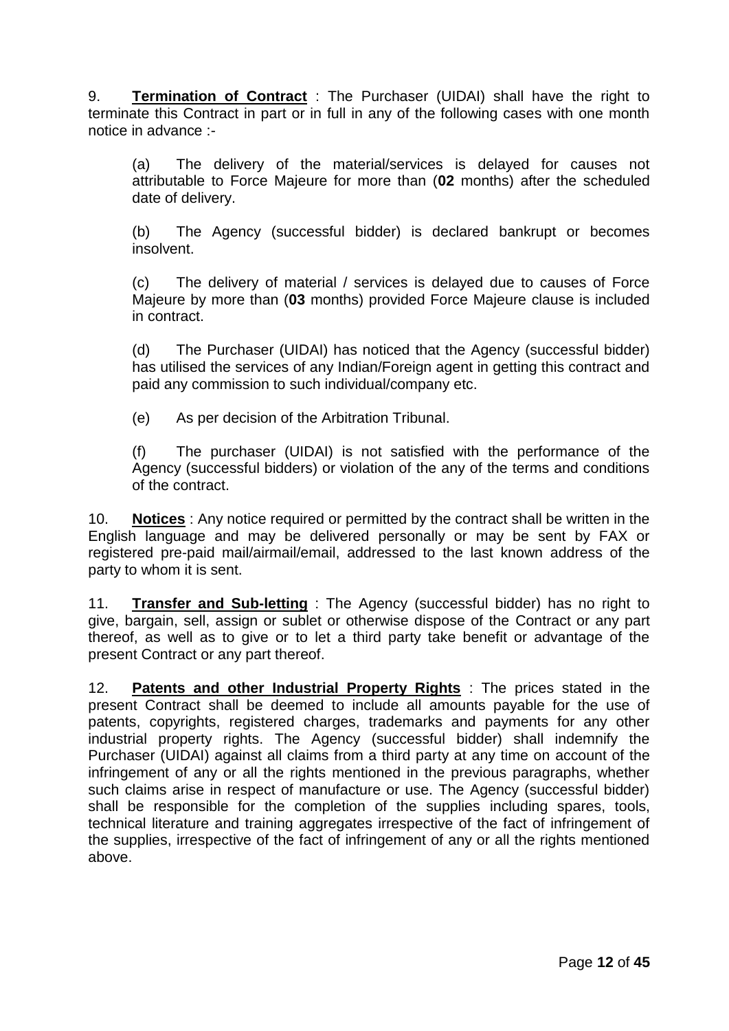9. **Termination of Contract** : The Purchaser (UIDAI) shall have the right to terminate this Contract in part or in full in any of the following cases with one month notice in advance :-

(a) The delivery of the material/services is delayed for causes not attributable to Force Majeure for more than (**02** months) after the scheduled date of delivery.

(b) The Agency (successful bidder) is declared bankrupt or becomes insolvent.

(c) The delivery of material / services is delayed due to causes of Force Majeure by more than (**03** months) provided Force Majeure clause is included in contract.

(d) The Purchaser (UIDAI) has noticed that the Agency (successful bidder) has utilised the services of any Indian/Foreign agent in getting this contract and paid any commission to such individual/company etc.

(e) As per decision of the Arbitration Tribunal.

(f) The purchaser (UIDAI) is not satisfied with the performance of the Agency (successful bidders) or violation of the any of the terms and conditions of the contract.

10. **Notices** : Any notice required or permitted by the contract shall be written in the English language and may be delivered personally or may be sent by FAX or registered pre-paid mail/airmail/email, addressed to the last known address of the party to whom it is sent.

11. **Transfer and Sub-letting** : The Agency (successful bidder) has no right to give, bargain, sell, assign or sublet or otherwise dispose of the Contract or any part thereof, as well as to give or to let a third party take benefit or advantage of the present Contract or any part thereof.

12. **Patents and other Industrial Property Rights** : The prices stated in the present Contract shall be deemed to include all amounts payable for the use of patents, copyrights, registered charges, trademarks and payments for any other industrial property rights. The Agency (successful bidder) shall indemnify the Purchaser (UIDAI) against all claims from a third party at any time on account of the infringement of any or all the rights mentioned in the previous paragraphs, whether such claims arise in respect of manufacture or use. The Agency (successful bidder) shall be responsible for the completion of the supplies including spares, tools, technical literature and training aggregates irrespective of the fact of infringement of the supplies, irrespective of the fact of infringement of any or all the rights mentioned above.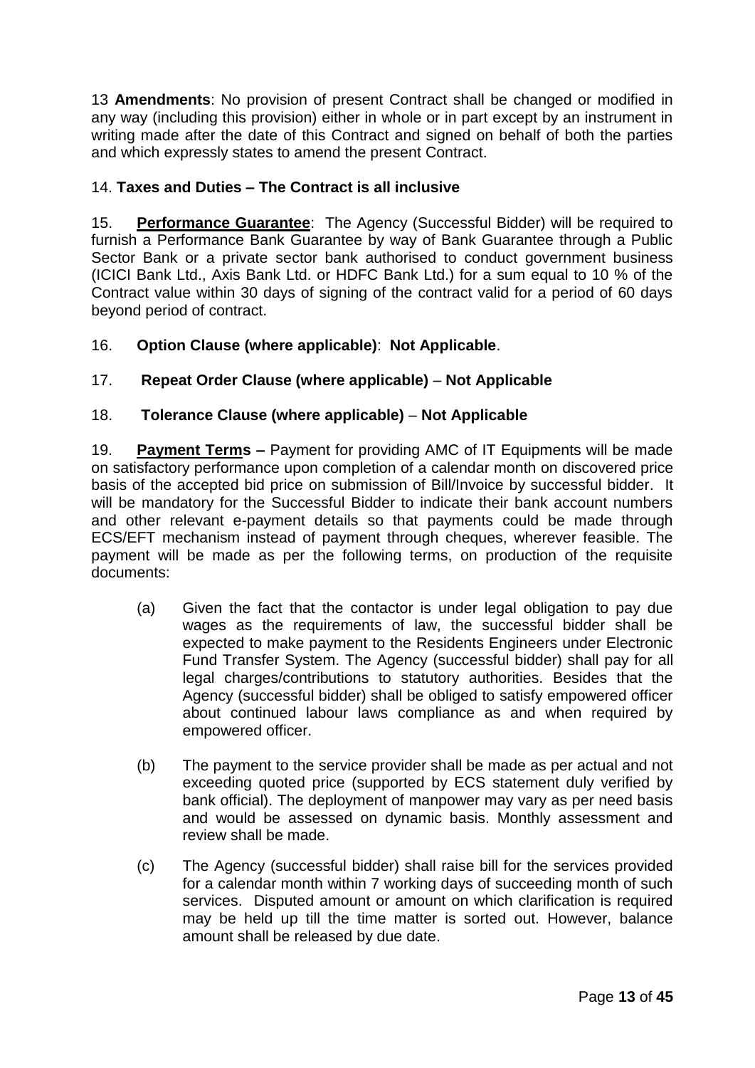13 **Amendments**: No provision of present Contract shall be changed or modified in any way (including this provision) either in whole or in part except by an instrument in writing made after the date of this Contract and signed on behalf of both the parties and which expressly states to amend the present Contract.

14. **Taxes and Duties – The Contract is all inclusive**

15. **Performance Guarantee**: The Agency (Successful Bidder) will be required to furnish a Performance Bank Guarantee by way of Bank Guarantee through a Public Sector Bank or a private sector bank authorised to conduct government business (ICICI Bank Ltd., Axis Bank Ltd. or HDFC Bank Ltd.) for a sum equal to 10 % of the Contract value within 30 days of signing of the contract valid for a period of 60 days beyond period of contract.

16. **Option Clause (where applicable)**: **Not Applicable**.

17. **Repeat Order Clause (where applicable)** – **Not Applicable**

18. **Tolerance Clause (where applicable)** – **Not Applicable**

19. **Payment Terms –** Payment for providing AMC of IT Equipments will be made on satisfactory performance upon completion of a calendar month on discovered price basis of the accepted bid price on submission of Bill/Invoice by successful bidder. It will be mandatory for the Successful Bidder to indicate their bank account numbers and other relevant e-payment details so that payments could be made through ECS/EFT mechanism instead of payment through cheques, wherever feasible. The payment will be made as per the following terms, on production of the requisite documents:

(a) Given the fact that the contactor is under legal obligation to pay due wages as the requirements of law, the successful bidder shall be expected to make payment to the Residents Engineers under Electronic Fund Transfer System. The Agency (successful bidder) shall pay for all legal charges/contributions to statutory authorities. Besides that the Agency (successful bidder) shall be obliged to satisfy empowered officer about continued labour laws compliance as and when required by empowered officer.

(b) The payment to the service provider shall be made as per actual and not exceeding quoted price (supported by ECS statement duly verified by bank official). The deployment of manpower may vary as per need basis and would be assessed on dynamic basis. Monthly assessment and review shall be made.

(c) The Agency (successful bidder) shall raise bill for the services provided for a calendar month within 7 working days of succeeding month of such services. Disputed amount or amount on which clarification is required may be held up till the time matter is sorted out. However, balance amount shall be released by due date.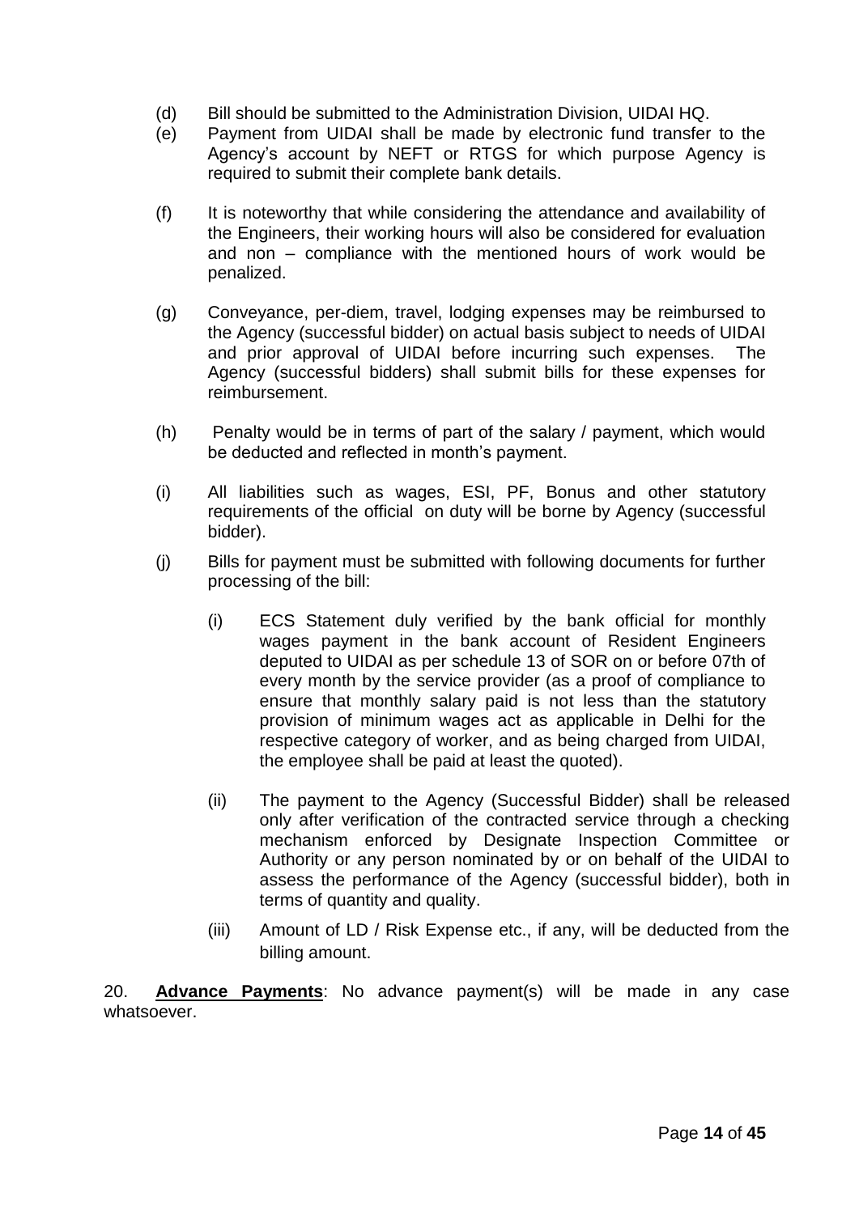(d) Bill should be submitted to the Administration Division, UIDAI HQ.

(e) Payment from UIDAI shall be made by electronic fund transfer to the Agency's account by NEFT or RTGS for which purpose Agency is required to submit their complete bank details.

(f) It is noteworthy that while considering the attendance and availability of the Engineers, their working hours will also be considered for evaluation and non – compliance with the mentioned hours of work would be penalized.

(g) Conveyance, per-diem, travel, lodging expenses may be reimbursed to the Agency (successful bidder) on actual basis subject to needs of UIDAI and prior approval of UIDAI before incurring such expenses. The Agency (successful bidders) shall submit bills for these expenses for reimbursement.

(h) Penalty would be in terms of part of the salary / payment, which would be deducted and reflected in month's payment.

(i) All liabilities such as wages, ESI, PF, Bonus and other statutory requirements of the official on duty will be borne by Agency (successful bidder).

(j) Bills for payment must be submitted with following documents for further processing of the bill:

   (i) ECS Statement duly verified by the bank official for monthly wages payment in the bank account of Resident Engineers deputed to UIDAI as per schedule 13 of SOR on or before 07th of every month by the service provider (as a proof of compliance to ensure that monthly salary paid is not less than the statutory provision of minimum wages act as applicable in Delhi for the respective category of worker, and as being charged from UIDAI, the employee shall be paid at least the quoted).

   (ii) The payment to the Agency (Successful Bidder) shall be released only after verification of the contracted service through a checking mechanism enforced by Designate Inspection Committee or Authority or any person nominated by or on behalf of the UIDAI to assess the performance of the Agency (successful bidder), both in terms of quantity and quality.

   (iii) Amount of LD / Risk Expense etc., if any, will be deducted from the billing amount.

20. **Advance Payments**: No advance payment(s) will be made in any case whatsoever.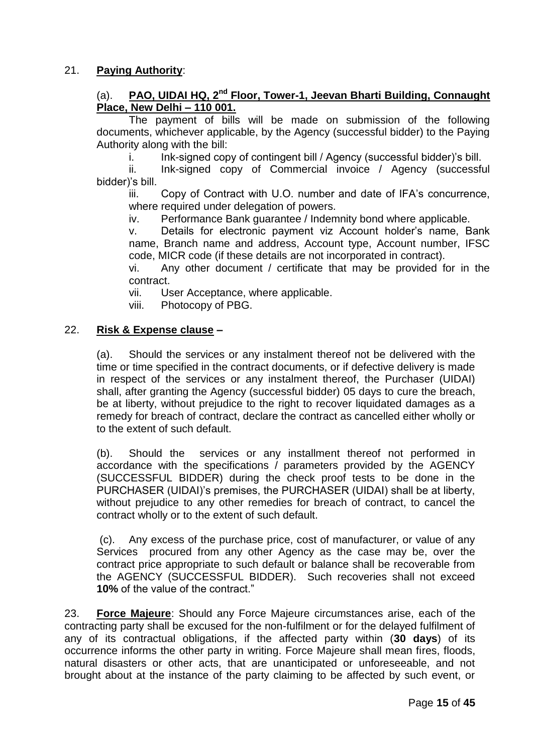21. **Paying Authority**:

(a). **PAO, UIDAI HQ, 2nd Floor, Tower-1, Jeevan Bharti Building, Connaught Place, New Delhi – 110 001.**

The payment of bills will be made on submission of the following documents, whichever applicable, by the Agency (successful bidder) to the Paying Authority along with the bill:

i. Ink-signed copy of contingent bill / Agency (successful bidder)'s bill.

ii. Ink-signed copy of Commercial invoice / Agency (successful bidder)'s bill.

iii. Copy of Contract with U.O. number and date of IFA's concurrence, where required under delegation of powers.

iv. Performance Bank guarantee / Indemnity bond where applicable.

v. Details for electronic payment viz Account holder's name, Bank name, Branch name and address, Account type, Account number, IFSC code, MICR code (if these details are not incorporated in contract).

vi. Any other document / certificate that may be provided for in the contract.

vii. User Acceptance, where applicable.

viii. Photocopy of PBG.

22. **Risk & Expense clause –**

(a). Should the services or any instalment thereof not be delivered with the time or time specified in the contract documents, or if defective delivery is made in respect of the services or any instalment thereof, the Purchaser (UIDAI) shall, after granting the Agency (successful bidder) 05 days to cure the breach, be at liberty, without prejudice to the right to recover liquidated damages as a remedy for breach of contract, declare the contract as cancelled either wholly or to the extent of such default.

(b). Should the services or any installment thereof not performed in accordance with the specifications / parameters provided by the AGENCY (SUCCESSFUL BIDDER) during the check proof tests to be done in the PURCHASER (UIDAI)'s premises, the PURCHASER (UIDAI) shall be at liberty, without prejudice to any other remedies for breach of contract, to cancel the contract wholly or to the extent of such default.

(c). Any excess of the purchase price, cost of manufacturer, or value of any Services procured from any other Agency as the case may be, over the contract price appropriate to such default or balance shall be recoverable from the AGENCY (SUCCESSFUL BIDDER). Such recoveries shall not exceed **10%** of the value of the contract."

23. **Force Majeure**: Should any Force Majeure circumstances arise, each of the contracting party shall be excused for the non-fulfilment or for the delayed fulfilment of any of its contractual obligations, if the affected party within (**30 days**) of its occurrence informs the other party in writing. Force Majeure shall mean fires, floods, natural disasters or other acts, that are unanticipated or unforeseeable, and not brought about at the instance of the party claiming to be affected by such event, or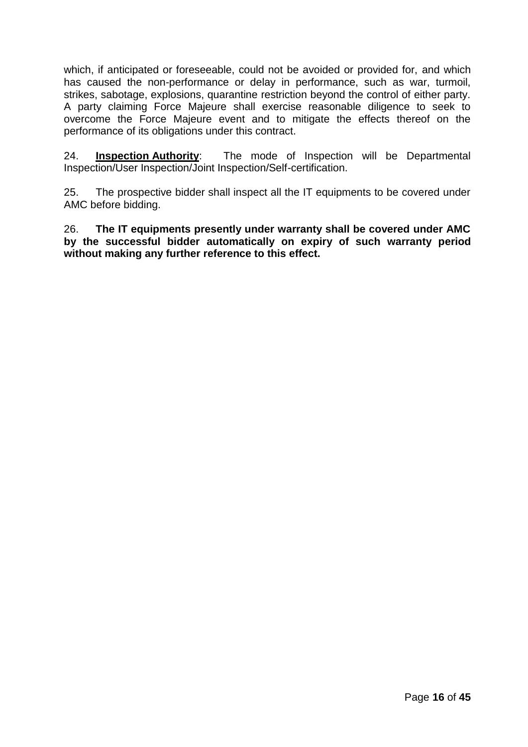which, if anticipated or foreseeable, could not be avoided or provided for, and which has caused the non-performance or delay in performance, such as war, turmoil, strikes, sabotage, explosions, quarantine restriction beyond the control of either party. A party claiming Force Majeure shall exercise reasonable diligence to seek to overcome the Force Majeure event and to mitigate the effects thereof on the performance of its obligations under this contract.

24. **<u>Inspection Authority</u>**: The mode of Inspection will be Departmental Inspection/User Inspection/Joint Inspection/Self-certification.

25. The prospective bidder shall inspect all the IT equipments to be covered under AMC before bidding.

26. **The IT equipments presently under warranty shall be covered under AMC by the successful bidder automatically on expiry of such warranty period without making any further reference to this effect.**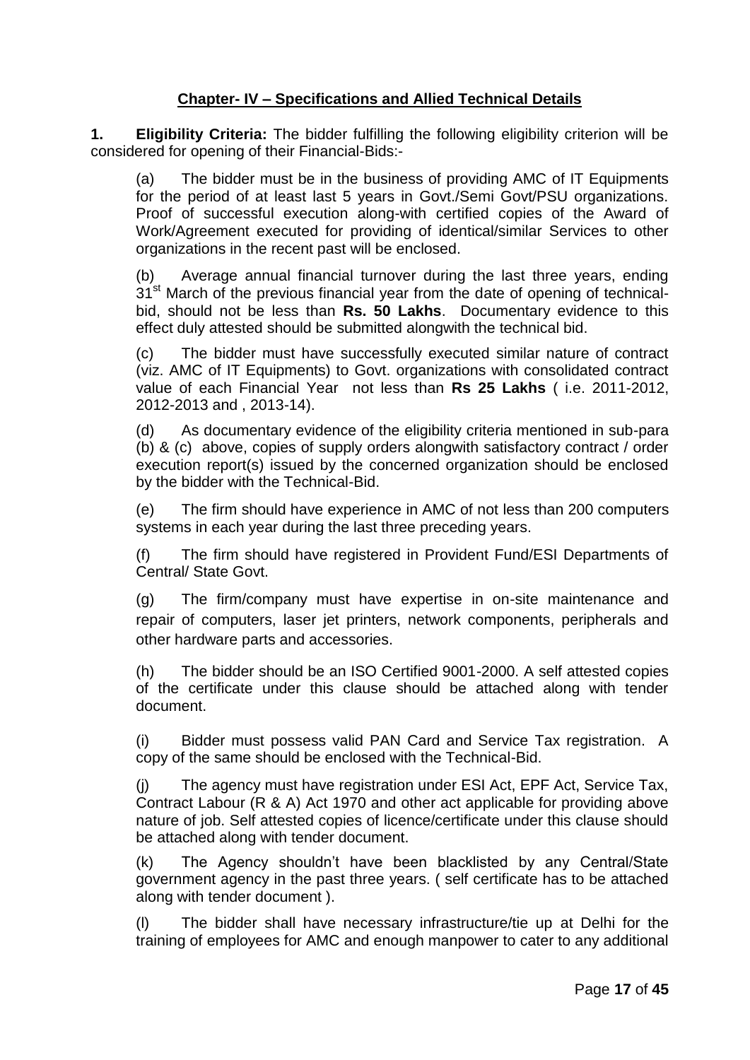## Chapter- IV – Specifications and Allied Technical Details

**1. Eligibility Criteria:** The bidder fulfilling the following eligibility criterion will be considered for opening of their Financial-Bids:-

(a) The bidder must be in the business of providing AMC of IT Equipments for the period of at least last 5 years in Govt./Semi Govt/PSU organizations. Proof of successful execution along-with certified copies of the Award of Work/Agreement executed for providing of identical/similar Services to other organizations in the recent past will be enclosed.

(b) Average annual financial turnover during the last three years, ending 31st March of the previous financial year from the date of opening of technical-bid, should not be less than **Rs. 50 Lakhs**. Documentary evidence to this effect duly attested should be submitted alongwith the technical bid.

(c) The bidder must have successfully executed similar nature of contract (viz. AMC of IT Equipments) to Govt. organizations with consolidated contract value of each Financial Year not less than **Rs 25 Lakhs** ( i.e. 2011-2012, 2012-2013 and , 2013-14).

(d) As documentary evidence of the eligibility criteria mentioned in sub-para (b) & (c) above, copies of supply orders alongwith satisfactory contract / order execution report(s) issued by the concerned organization should be enclosed by the bidder with the Technical-Bid.

(e) The firm should have experience in AMC of not less than 200 computers systems in each year during the last three preceding years.

(f) The firm should have registered in Provident Fund/ESI Departments of Central/ State Govt.

(g) The firm/company must have expertise in on-site maintenance and repair of computers, laser jet printers, network components, peripherals and other hardware parts and accessories.

(h) The bidder should be an ISO Certified 9001-2000. A self attested copies of the certificate under this clause should be attached along with tender document.

(i) Bidder must possess valid PAN Card and Service Tax registration. A copy of the same should be enclosed with the Technical-Bid.

(j) The agency must have registration under ESI Act, EPF Act, Service Tax, Contract Labour (R & A) Act 1970 and other act applicable for providing above nature of job. Self attested copies of licence/certificate under this clause should be attached along with tender document.

(k) The Agency shouldn't have been blacklisted by any Central/State government agency in the past three years. ( self certificate has to be attached along with tender document ).

(l) The bidder shall have necessary infrastructure/tie up at Delhi for the training of employees for AMC and enough manpower to cater to any additional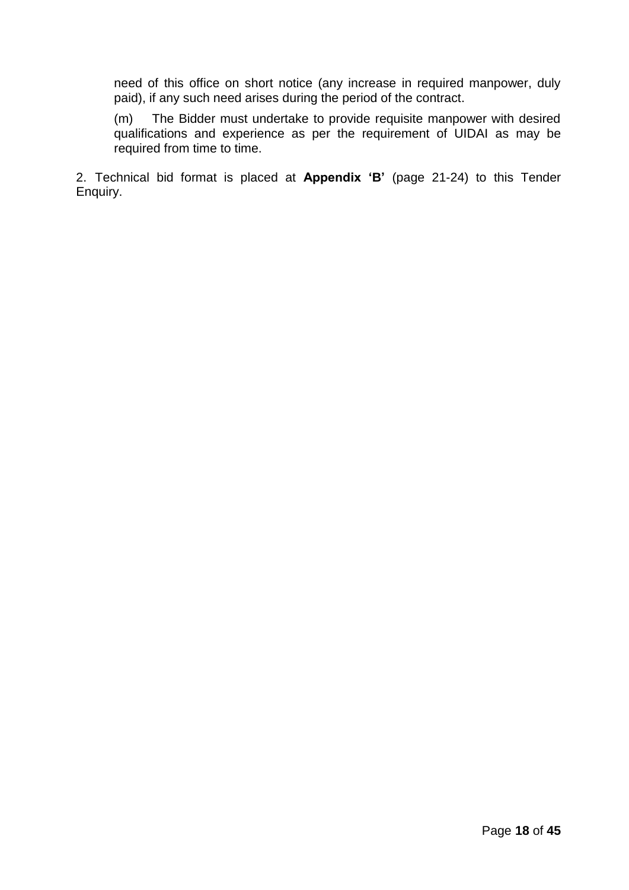need of this office on short notice (any increase in required manpower, duly paid), if any such need arises during the period of the contract.

(m) The Bidder must undertake to provide requisite manpower with desired qualifications and experience as per the requirement of UIDAI as may be required from time to time.

2. Technical bid format is placed at **Appendix 'B'** (page 21-24) to this Tender Enquiry.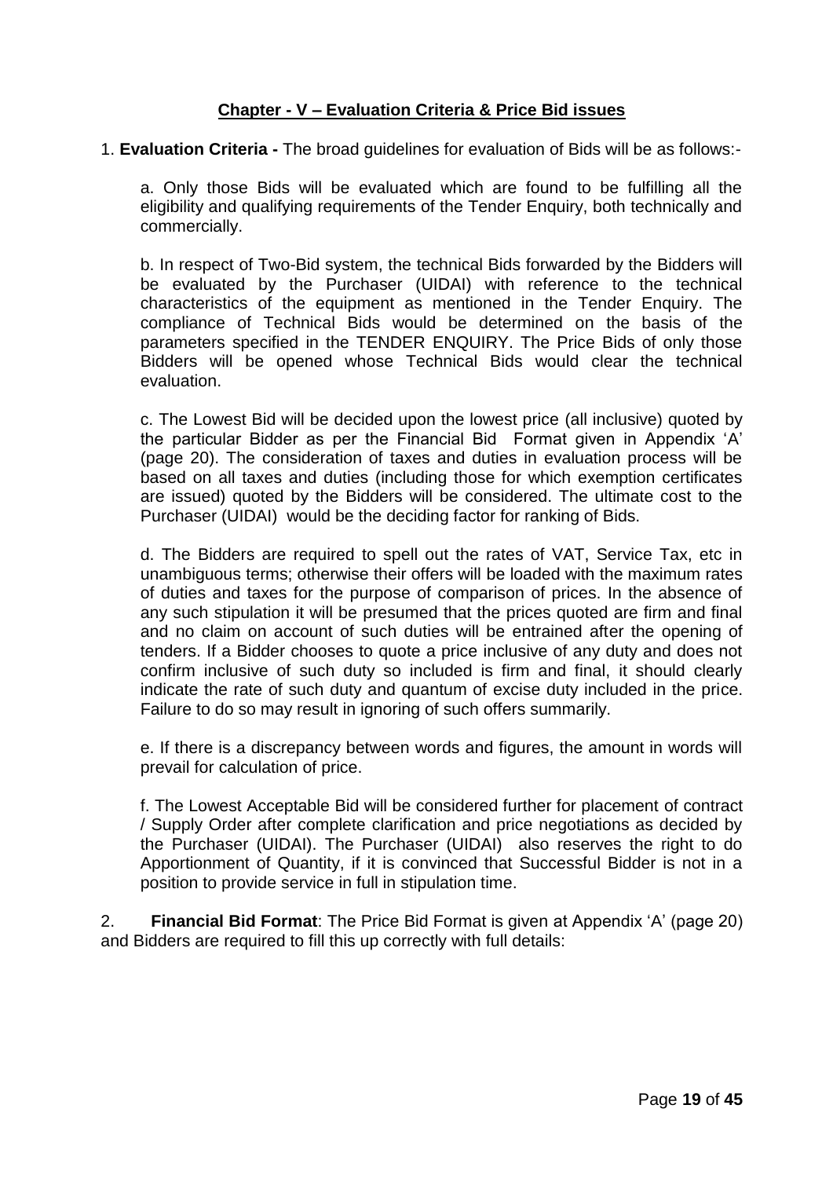## Chapter - V – Evaluation Criteria & Price Bid issues

1. **Evaluation Criteria -** The broad guidelines for evaluation of Bids will be as follows:-

a. Only those Bids will be evaluated which are found to be fulfilling all the eligibility and qualifying requirements of the Tender Enquiry, both technically and commercially.

b. In respect of Two-Bid system, the technical Bids forwarded by the Bidders will be evaluated by the Purchaser (UIDAI) with reference to the technical characteristics of the equipment as mentioned in the Tender Enquiry. The compliance of Technical Bids would be determined on the basis of the parameters specified in the TENDER ENQUIRY. The Price Bids of only those Bidders will be opened whose Technical Bids would clear the technical evaluation.

c. The Lowest Bid will be decided upon the lowest price (all inclusive) quoted by the particular Bidder as per the Financial Bid Format given in Appendix 'A' (page 20). The consideration of taxes and duties in evaluation process will be based on all taxes and duties (including those for which exemption certificates are issued) quoted by the Bidders will be considered. The ultimate cost to the Purchaser (UIDAI) would be the deciding factor for ranking of Bids.

d. The Bidders are required to spell out the rates of VAT, Service Tax, etc in unambiguous terms; otherwise their offers will be loaded with the maximum rates of duties and taxes for the purpose of comparison of prices. In the absence of any such stipulation it will be presumed that the prices quoted are firm and final and no claim on account of such duties will be entrained after the opening of tenders. If a Bidder chooses to quote a price inclusive of any duty and does not confirm inclusive of such duty so included is firm and final, it should clearly indicate the rate of such duty and quantum of excise duty included in the price. Failure to do so may result in ignoring of such offers summarily.

e. If there is a discrepancy between words and figures, the amount in words will prevail for calculation of price.

f. The Lowest Acceptable Bid will be considered further for placement of contract / Supply Order after complete clarification and price negotiations as decided by the Purchaser (UIDAI). The Purchaser (UIDAI) also reserves the right to do Apportionment of Quantity, if it is convinced that Successful Bidder is not in a position to provide service in full in stipulation time.

2. **Financial Bid Format**: The Price Bid Format is given at Appendix 'A' (page 20) and Bidders are required to fill this up correctly with full details: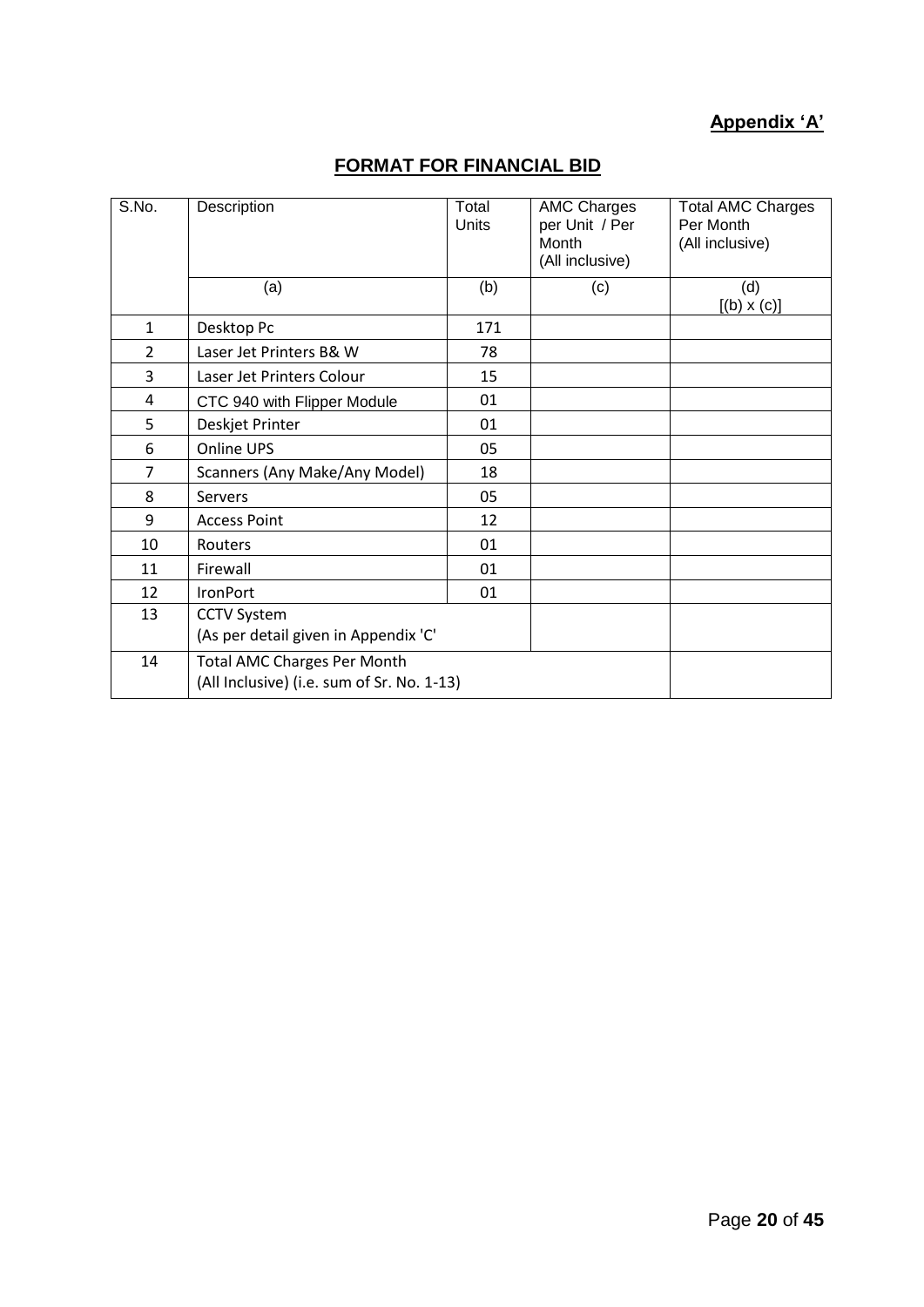**Appendix 'A'**

## FORMAT FOR FINANCIAL BID

| S.No. | Description | Total Units | AMC Charges per Unit / Per Month (All inclusive) | Total AMC Charges Per Month (All inclusive) |
|---|---|---|---|---|
| | (a) | (b) | (c) | (d) [(b) x (c)] |
| 1 | Desktop Pc | 171 | | |
| 2 | Laser Jet Printers B& W | 78 | | |
| 3 | Laser Jet Printers Colour | 15 | | |
| 4 | CTC 940 with Flipper Module | 01 | | |
| 5 | Deskjet Printer | 01 | | |
| 6 | Online UPS | 05 | | |
| 7 | Scanners (Any Make/Any Model) | 18 | | |
| 8 | Servers | 05 | | |
| 9 | Access Point | 12 | | |
| 10 | Routers | 01 | | |
| 11 | Firewall | 01 | | |
| 12 | IronPort | 01 | | |
| 13 | CCTV System (As per detail given in Appendix 'C' | | | |
| 14 | Total AMC Charges Per Month (All Inclusive) (i.e. sum of Sr. No. 1-13) | | | |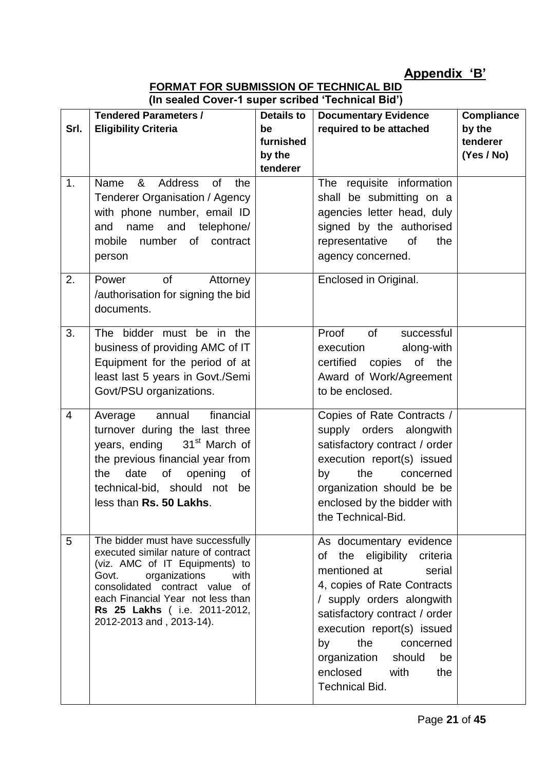**Appendix 'B'**

**FORMAT FOR SUBMISSION OF TECHNICAL BID**
**(In sealed Cover-1 super scribed 'Technical Bid')**

| Srl. | Tendered Parameters / Eligibility Criteria | Details to be furnished by the tenderer | Documentary Evidence required to be attached | Compliance by the tenderer (Yes / No) |
|---|---|---|---|---|
| 1. | Name & Address of the Tenderer Organisation / Agency with phone number, email ID and name and telephone/ mobile number of contract person | | The requisite information shall be submitting on a agencies letter head, duly signed by the authorised representative of the agency concerned. | |
| 2. | Power of Attorney /authorisation for signing the bid documents. | | Enclosed in Original. | |
| 3. | The bidder must be in the business of providing AMC of IT Equipment for the period of at least last 5 years in Govt./Semi Govt/PSU organizations. | | Proof of successful execution along-with certified copies of the Award of Work/Agreement to be enclosed. | |
| 4 | Average annual financial turnover during the last three years, ending 31st March of the previous financial year from the date of opening of technical-bid, should not be less than **Rs. 50 Lakhs**. | | Copies of Rate Contracts / supply orders alongwith satisfactory contract / order execution report(s) issued by the concerned organization should be be enclosed by the bidder with the Technical-Bid. | |
| 5 | The bidder must have successfully executed similar nature of contract (viz. AMC of IT Equipments) to Govt. organizations with consolidated contract value of each Financial Year not less than **Rs 25 Lakhs** ( i.e. 2011-2012, 2012-2013 and , 2013-14). | | As documentary evidence of the eligibility criteria mentioned at serial 4, copies of Rate Contracts / supply orders alongwith satisfactory contract / order execution report(s) issued by the concerned organization should be enclosed with the Technical Bid. | |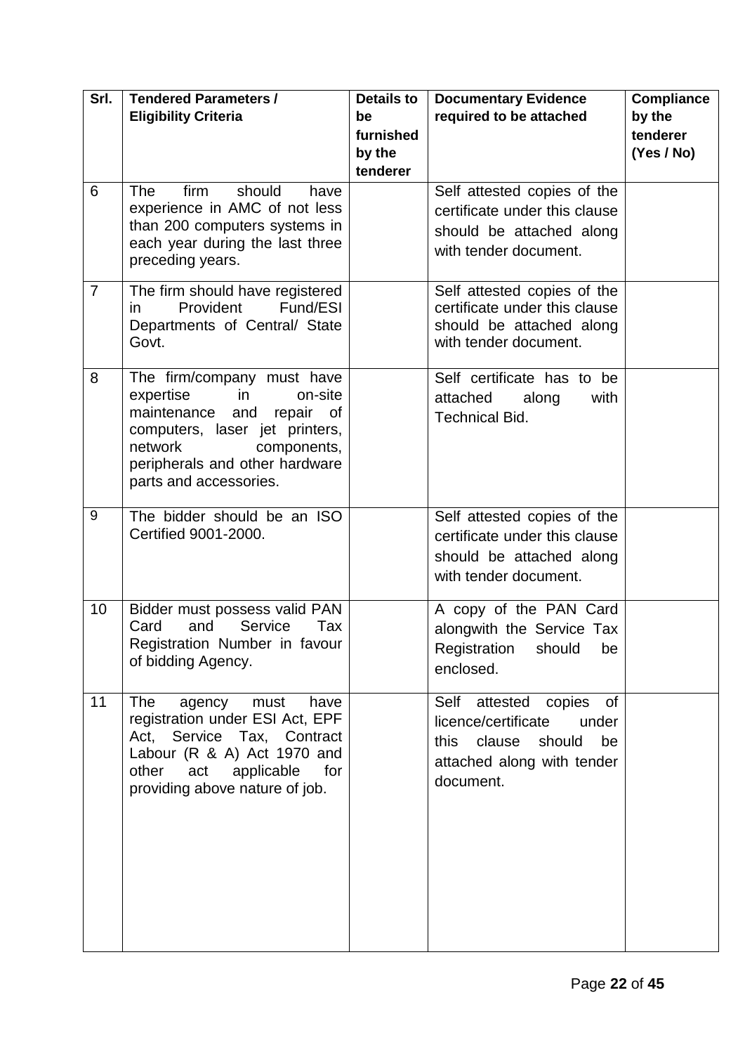| Srl. | Tendered Parameters / Eligibility Criteria | Details to be furnished by the tenderer | Documentary Evidence required to be attached | Compliance by the tenderer (Yes / No) |
|---|---|---|---|---|
| 6 | The firm should have experience in AMC of not less than 200 computers systems in each year during the last three preceding years. | | Self attested copies of the certificate under this clause should be attached along with tender document. | |
| 7 | The firm should have registered in Provident Fund/ESI Departments of Central/ State Govt. | | Self attested copies of the certificate under this clause should be attached along with tender document. | |
| 8 | The firm/company must have expertise in on-site maintenance and repair of computers, laser jet printers, network components, peripherals and other hardware parts and accessories. | | Self certificate has to be attached along with Technical Bid. | |
| 9 | The bidder should be an ISO Certified 9001-2000. | | Self attested copies of the certificate under this clause should be attached along with tender document. | |
| 10 | Bidder must possess valid PAN Card and Service Tax Registration Number in favour of bidding Agency. | | A copy of the PAN Card alongwith the Service Tax Registration should be enclosed. | |
| 11 | The agency must have registration under ESI Act, EPF Act, Service Tax, Contract Labour (R & A) Act 1970 and other act applicable for providing above nature of job. | | Self attested copies of licence/certificate under this clause should be attached along with tender document. | |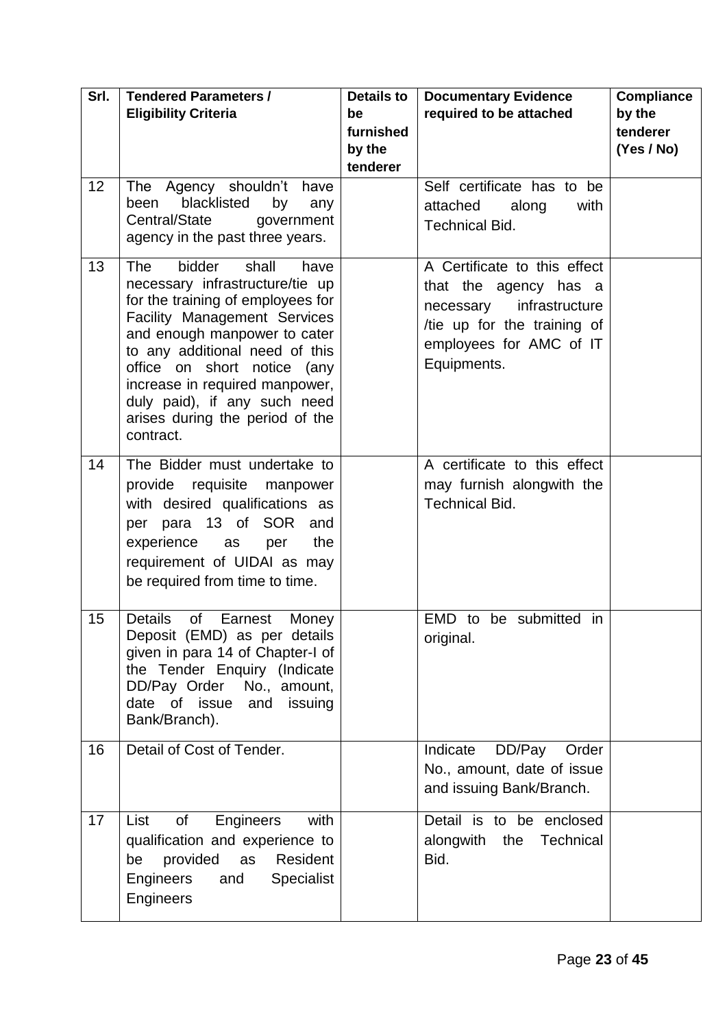| Srl. | Tendered Parameters / Eligibility Criteria | Details to be furnished by the tenderer | Documentary Evidence required to be attached | Compliance by the tenderer (Yes / No) |
|---|---|---|---|---|
| 12 | The Agency shouldn't have been blacklisted by any Central/State government agency in the past three years. | | Self certificate has to be attached along with Technical Bid. | |
| 13 | The bidder shall have necessary infrastructure/tie up for the training of employees for Facility Management Services and enough manpower to cater to any additional need of this office on short notice (any increase in required manpower, duly paid), if any such need arises during the period of the contract. | | A Certificate to this effect that the agency has a necessary infrastructure /tie up for the training of employees for AMC of IT Equipments. | |
| 14 | The Bidder must undertake to provide requisite manpower with desired qualifications as per para 13 of SOR and experience as per the requirement of UIDAI as may be required from time to time. | | A certificate to this effect may furnish alongwith the Technical Bid. | |
| 15 | Details of Earnest Money Deposit (EMD) as per details given in para 14 of Chapter-I of the Tender Enquiry (Indicate DD/Pay Order No., amount, date of issue and issuing Bank/Branch). | | EMD to be submitted in original. | |
| 16 | Detail of Cost of Tender. | | Indicate DD/Pay Order No., amount, date of issue and issuing Bank/Branch. | |
| 17 | List of Engineers with qualification and experience to be provided as Resident Engineers and Specialist Engineers | | Detail is to be enclosed alongwith the Technical Bid. | |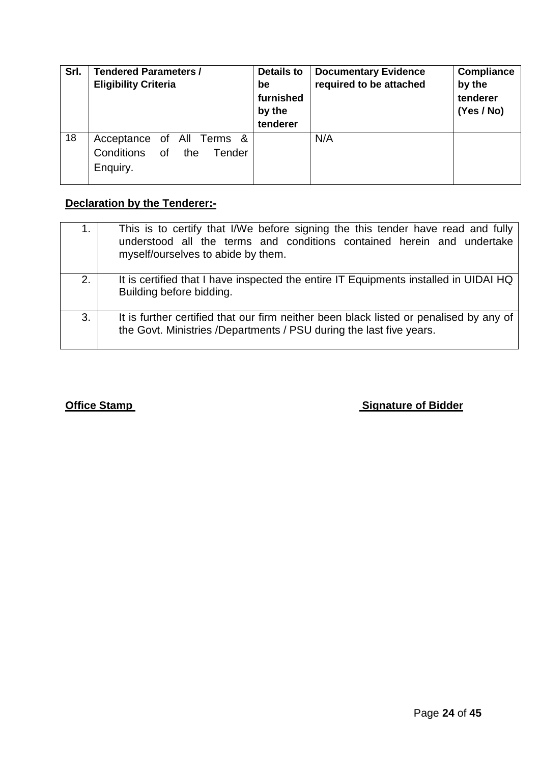| Srl. | Tendered Parameters / Eligibility Criteria | Details to be furnished by the tenderer | Documentary Evidence required to be attached | Compliance by the tenderer (Yes / No) |
|---|---|---|---|---|
| 18 | Acceptance of All Terms & Conditions of the Tender Enquiry. | | N/A | |

**Declaration by the Tenderer:-**

| | |
|---|---|
| 1. | This is to certify that I/We before signing the this tender have read and fully understood all the terms and conditions contained herein and undertake myself/ourselves to abide by them. |
| 2. | It is certified that I have inspected the entire IT Equipments installed in UIDAI HQ Building before bidding. |
| 3. | It is further certified that our firm neither been black listed or penalised by any of the Govt. Ministries /Departments / PSU during the last five years. |

**Office Stamp** **Signature of Bidder**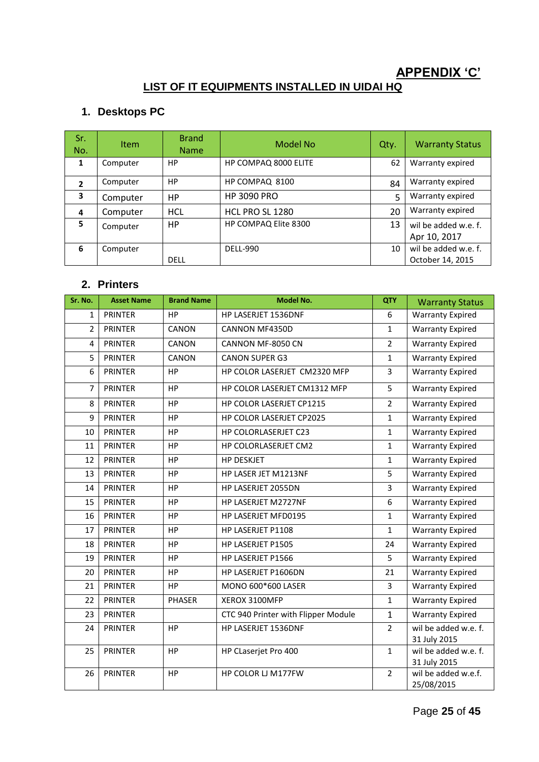# APPENDIX 'C'

## LIST OF IT EQUIPMENTS INSTALLED IN UIDAI HQ

### 1. Desktops PC

| Sr. No. | Item | Brand Name | Model No | Qty. | Warranty Status |
|---|---|---|---|---|---|
| 1 | Computer | HP | HP COMPAQ 8000 ELITE | 62 | Warranty expired |
| 2 | Computer | HP | HP COMPAQ 8100 | 84 | Warranty expired |
| 3 | Computer | HP | HP 3090 PRO | 5 | Warranty expired |
| 4 | Computer | HCL | HCL PRO SL 1280 | 20 | Warranty expired |
| 5 | Computer | HP | HP COMPAQ Elite 8300 | 13 | wil be added w.e. f. Apr 10, 2017 |
| 6 | Computer | DELL | DELL-990 | 10 | wil be added w.e. f. October 14, 2015 |

### 2. Printers

| Sr. No. | Asset Name | Brand Name | Model No. | QTY | Warranty Status |
|---|---|---|---|---|---|
| 1 | PRINTER | HP | HP LASERJET 1536DNF | 6 | Warranty Expired |
| 2 | PRINTER | CANON | CANNON MF4350D | 1 | Warranty Expired |
| 4 | PRINTER | CANON | CANNON MF-8050 CN | 2 | Warranty Expired |
| 5 | PRINTER | CANON | CANON SUPER G3 | 1 | Warranty Expired |
| 6 | PRINTER | HP | HP COLOR LASERJET CM2320 MFP | 3 | Warranty Expired |
| 7 | PRINTER | HP | HP COLOR LASERJET CM1312 MFP | 5 | Warranty Expired |
| 8 | PRINTER | HP | HP COLOR LASERJET CP1215 | 2 | Warranty Expired |
| 9 | PRINTER | HP | HP COLOR LASERJET CP2025 | 1 | Warranty Expired |
| 10 | PRINTER | HP | HP COLORLASERJET C23 | 1 | Warranty Expired |
| 11 | PRINTER | HP | HP COLORLASERJET CM2 | 1 | Warranty Expired |
| 12 | PRINTER | HP | HP DESKJET | 1 | Warranty Expired |
| 13 | PRINTER | HP | HP LASER JET M1213NF | 5 | Warranty Expired |
| 14 | PRINTER | HP | HP LASERJET 2055DN | 3 | Warranty Expired |
| 15 | PRINTER | HP | HP LASERJET M2727NF | 6 | Warranty Expired |
| 16 | PRINTER | HP | HP LASERJET MFD0195 | 1 | Warranty Expired |
| 17 | PRINTER | HP | HP LASERJET P1108 | 1 | Warranty Expired |
| 18 | PRINTER | HP | HP LASERJET P1505 | 24 | Warranty Expired |
| 19 | PRINTER | HP | HP LASERJET P1566 | 5 | Warranty Expired |
| 20 | PRINTER | HP | HP LASERJET P1606DN | 21 | Warranty Expired |
| 21 | PRINTER | HP | MONO 600*600 LASER | 3 | Warranty Expired |
| 22 | PRINTER | PHASER | XEROX 3100MFP | 1 | Warranty Expired |
| 23 | PRINTER | | CTC 940 Printer with Flipper Module | 1 | Warranty Expired |
| 24 | PRINTER | HP | HP LASERJET 1536DNF | 2 | wil be added w.e. f. 31 July 2015 |
| 25 | PRINTER | HP | HP CLaserjet Pro 400 | 1 | wil be added w.e. f. 31 July 2015 |
| 26 | PRINTER | HP | HP COLOR LJ M177FW | 2 | wil be added w.e.f. 25/08/2015 |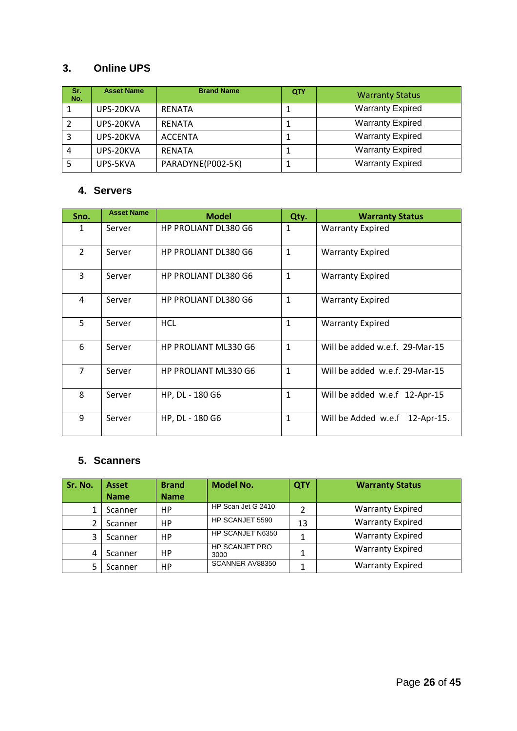## 3. Online UPS

| Sr. No. | Asset Name | Brand Name | QTY | Warranty Status |
|---|---|---|---|---|
| 1 | UPS-20KVA | RENATA | 1 | Warranty Expired |
| 2 | UPS-20KVA | RENATA | 1 | Warranty Expired |
| 3 | UPS-20KVA | ACCENTA | 1 | Warranty Expired |
| 4 | UPS-20KVA | RENATA | 1 | Warranty Expired |
| 5 | UPS-5KVA | PARADYNE(P002-5K) | 1 | Warranty Expired |

## 4. Servers

| Sno. | Asset Name | Model | Qty. | Warranty Status |
|---|---|---|---|---|
| 1 | Server | HP PROLIANT DL380 G6 | 1 | Warranty Expired |
| 2 | Server | HP PROLIANT DL380 G6 | 1 | Warranty Expired |
| 3 | Server | HP PROLIANT DL380 G6 | 1 | Warranty Expired |
| 4 | Server | HP PROLIANT DL380 G6 | 1 | Warranty Expired |
| 5 | Server | HCL | 1 | Warranty Expired |
| 6 | Server | HP PROLIANT ML330 G6 | 1 | Will be added w.e.f. 29-Mar-15 |
| 7 | Server | HP PROLIANT ML330 G6 | 1 | Will be added w.e.f. 29-Mar-15 |
| 8 | Server | HP, DL - 180 G6 | 1 | Will be added w.e.f 12-Apr-15 |
| 9 | Server | HP, DL - 180 G6 | 1 | Will be Added w.e.f 12-Apr-15. |

## 5. Scanners

| Sr. No. | Asset Name | Brand Name | Model No. | QTY | Warranty Status |
|---|---|---|---|---|---|
| 1 | Scanner | HP | HP Scan Jet G 2410 | 2 | Warranty Expired |
| 2 | Scanner | HP | HP SCANJET 5590 | 13 | Warranty Expired |
| 3 | Scanner | HP | HP SCANJET N6350 | 1 | Warranty Expired |
| 4 | Scanner | HP | HP SCANJET PRO 3000 | 1 | Warranty Expired |
| 5 | Scanner | HP | SCANNER AV88350 | 1 | Warranty Expired |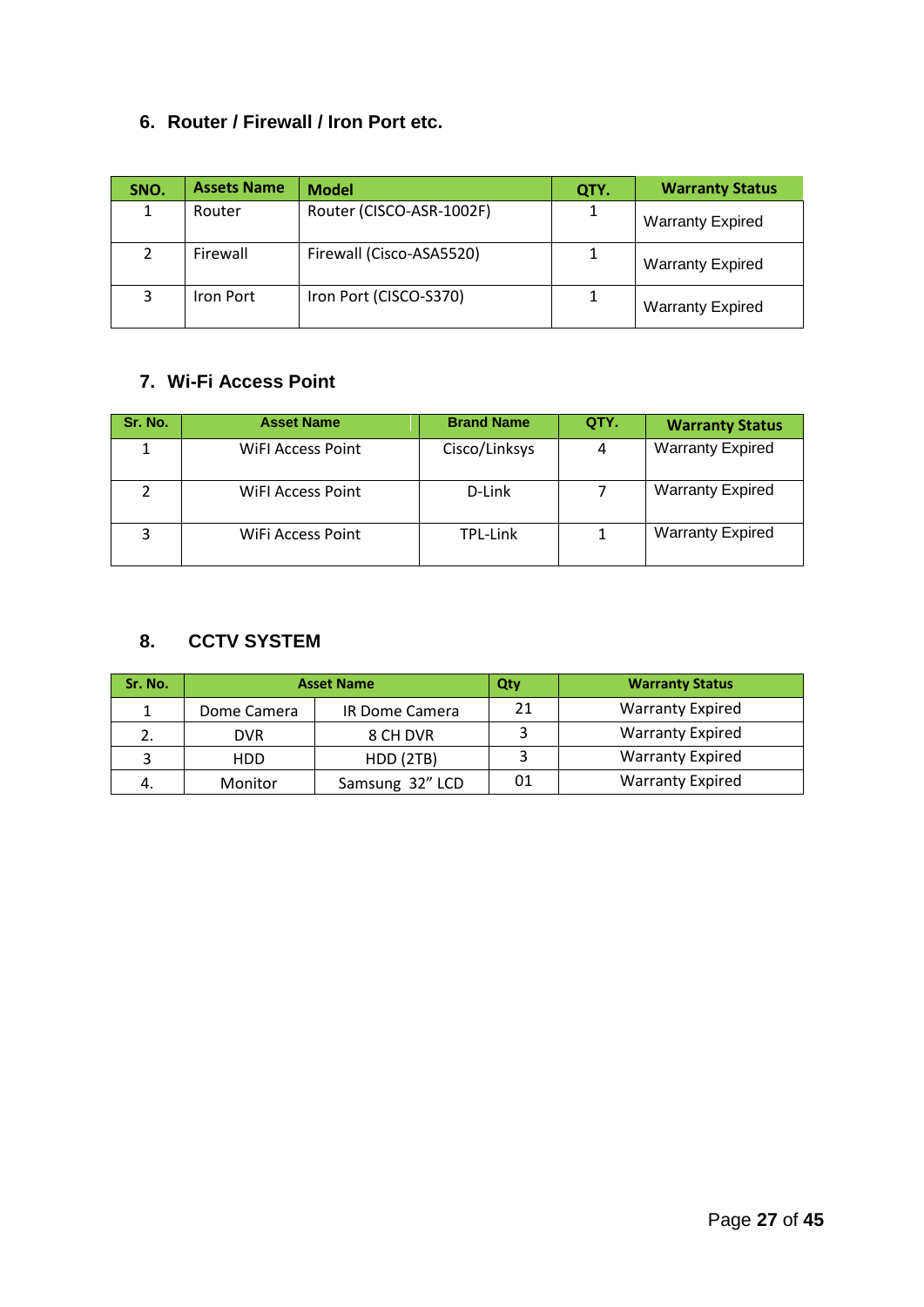## 6. Router / Firewall / Iron Port etc.

| SNO. | Assets Name | Model | QTY. | Warranty Status |
|---|---|---|---|---|
| 1 | Router | Router (CISCO-ASR-1002F) | 1 | Warranty Expired |
| 2 | Firewall | Firewall (Cisco-ASA5520) | 1 | Warranty Expired |
| 3 | Iron Port | Iron Port (CISCO-S370) | 1 | Warranty Expired |

## 7. Wi-Fi Access Point

| Sr. No. | Asset Name | Brand Name | QTY. | Warranty Status |
|---|---|---|---|---|
| 1 | WiFI Access Point | Cisco/Linksys | 4 | Warranty Expired |
| 2 | WiFI Access Point | D-Link | 7 | Warranty Expired |
| 3 | WiFi Access Point | TPL-Link | 1 | Warranty Expired |

## 8. CCTV SYSTEM

| Sr. No. | Asset Name | | Qty | Warranty Status |
|---|---|---|---|---|
| 1 | Dome Camera | IR Dome Camera | 21 | Warranty Expired |
| 2. | DVR | 8 CH DVR | 3 | Warranty Expired |
| 3 | HDD | HDD (2TB) | 3 | Warranty Expired |
| 4. | Monitor | Samsung 32" LCD | 01 | Warranty Expired |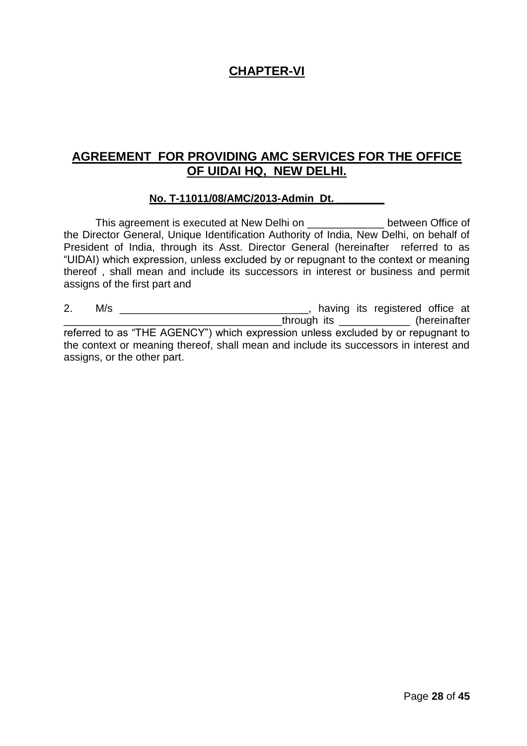# CHAPTER-VI

## AGREEMENT FOR PROVIDING AMC SERVICES FOR THE OFFICE OF UIDAI HQ, NEW DELHI.

**No. T-11011/08/AMC/2013-Admin Dt. ________**

This agreement is executed at New Delhi on _____________ between Office of the Director General, Unique Identification Authority of India, New Delhi, on behalf of President of India, through its Asst. Director General (hereinafter referred to as "UIDAI) which expression, unless excluded by or repugnant to the context or meaning thereof , shall mean and include its successors in interest or business and permit assigns of the first part and

2. M/s _______________________________, having its registered office at ___________________________________through its ____________ (hereinafter referred to as "THE AGENCY") which expression unless excluded by or repugnant to the context or meaning thereof, shall mean and include its successors in interest and assigns, or the other part.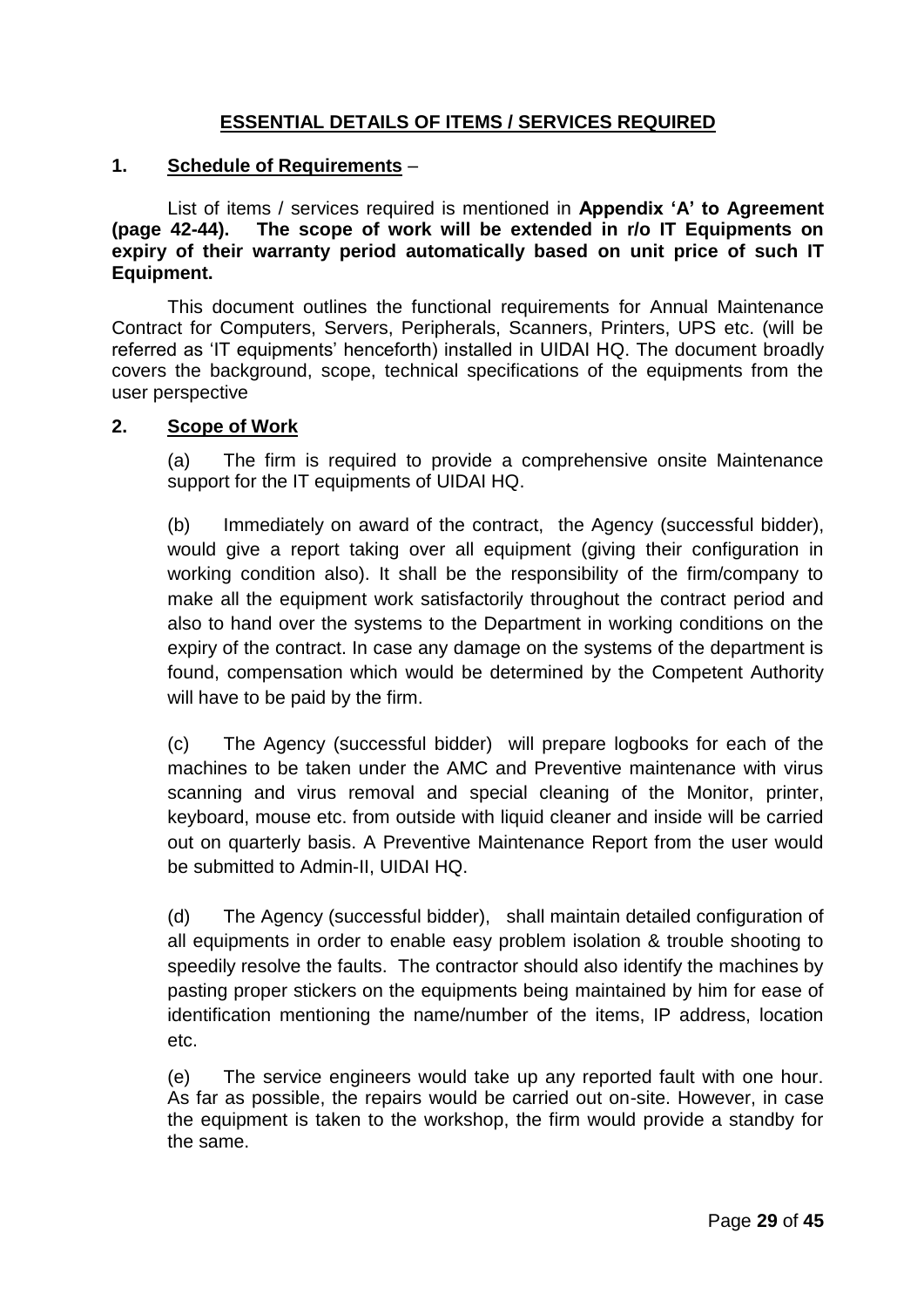## ESSENTIAL DETAILS OF ITEMS / SERVICES REQUIRED

**1. Schedule of Requirements** –

List of items / services required is mentioned in **Appendix 'A' to Agreement (page 42-44). The scope of work will be extended in r/o IT Equipments on expiry of their warranty period automatically based on unit price of such IT Equipment.**

This document outlines the functional requirements for Annual Maintenance Contract for Computers, Servers, Peripherals, Scanners, Printers, UPS etc. (will be referred as 'IT equipments' henceforth) installed in UIDAI HQ. The document broadly covers the background, scope, technical specifications of the equipments from the user perspective

**2. Scope of Work**

(a) The firm is required to provide a comprehensive onsite Maintenance support for the IT equipments of UIDAI HQ.

(b) Immediately on award of the contract, the Agency (successful bidder), would give a report taking over all equipment (giving their configuration in working condition also). It shall be the responsibility of the firm/company to make all the equipment work satisfactorily throughout the contract period and also to hand over the systems to the Department in working conditions on the expiry of the contract. In case any damage on the systems of the department is found, compensation which would be determined by the Competent Authority will have to be paid by the firm.

(c) The Agency (successful bidder) will prepare logbooks for each of the machines to be taken under the AMC and Preventive maintenance with virus scanning and virus removal and special cleaning of the Monitor, printer, keyboard, mouse etc. from outside with liquid cleaner and inside will be carried out on quarterly basis. A Preventive Maintenance Report from the user would be submitted to Admin-II, UIDAI HQ.

(d) The Agency (successful bidder), shall maintain detailed configuration of all equipments in order to enable easy problem isolation & trouble shooting to speedily resolve the faults. The contractor should also identify the machines by pasting proper stickers on the equipments being maintained by him for ease of identification mentioning the name/number of the items, IP address, location etc.

(e) The service engineers would take up any reported fault with one hour. As far as possible, the repairs would be carried out on-site. However, in case the equipment is taken to the workshop, the firm would provide a standby for the same.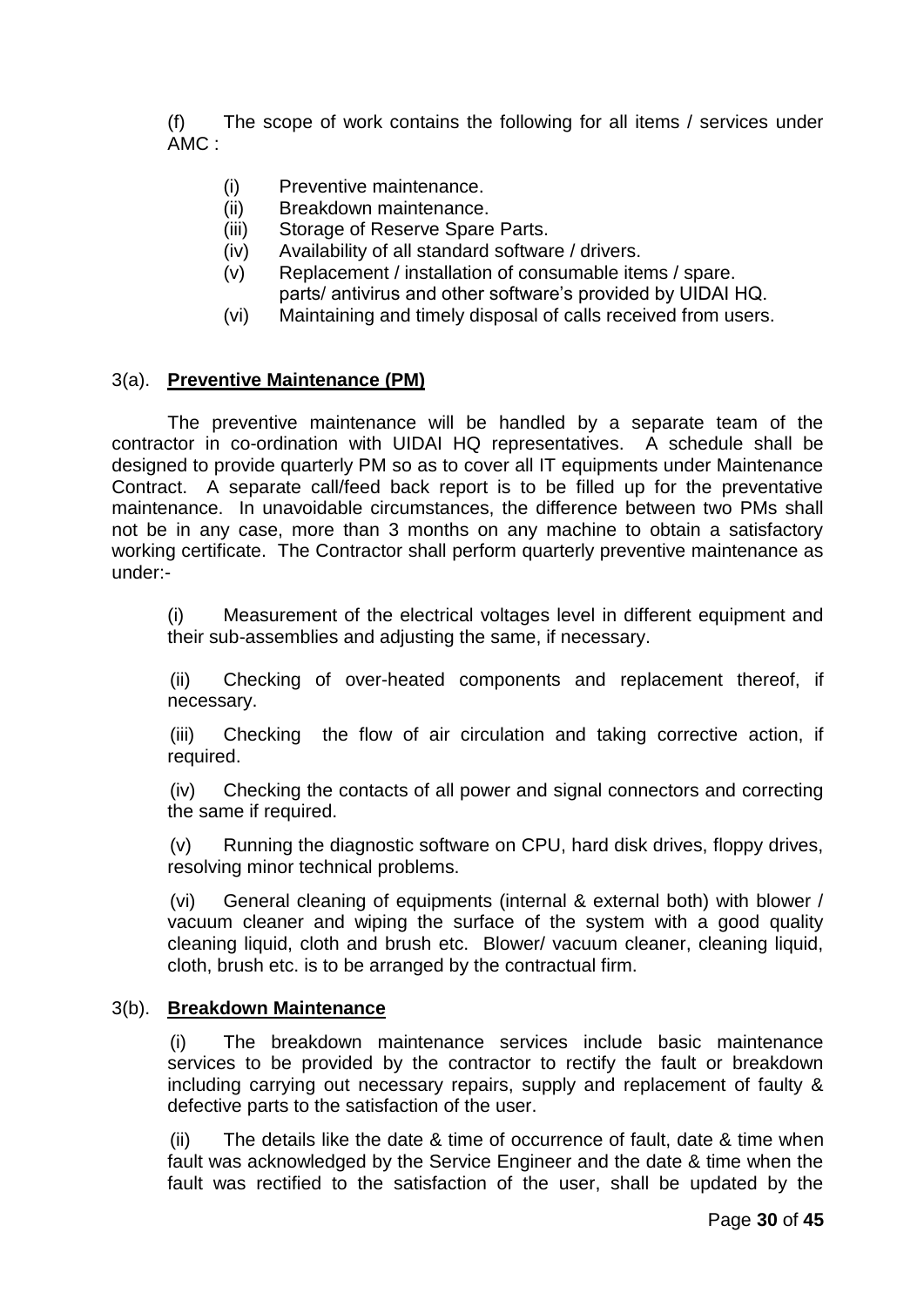(f) The scope of work contains the following for all items / services under AMC :

- (i) Preventive maintenance.
- (ii) Breakdown maintenance.
- (iii) Storage of Reserve Spare Parts.
- (iv) Availability of all standard software / drivers.
- (v) Replacement / installation of consumable items / spare. parts/ antivirus and other software's provided by UIDAI HQ.
- (vi) Maintaining and timely disposal of calls received from users.

3(a). **Preventive Maintenance (PM)**

The preventive maintenance will be handled by a separate team of the contractor in co-ordination with UIDAI HQ representatives. A schedule shall be designed to provide quarterly PM so as to cover all IT equipments under Maintenance Contract. A separate call/feed back report is to be filled up for the preventative maintenance. In unavoidable circumstances, the difference between two PMs shall not be in any case, more than 3 months on any machine to obtain a satisfactory working certificate. The Contractor shall perform quarterly preventive maintenance as under:-

(i) Measurement of the electrical voltages level in different equipment and their sub-assemblies and adjusting the same, if necessary.

(ii) Checking of over-heated components and replacement thereof, if necessary.

(iii) Checking the flow of air circulation and taking corrective action, if required.

(iv) Checking the contacts of all power and signal connectors and correcting the same if required.

(v) Running the diagnostic software on CPU, hard disk drives, floppy drives, resolving minor technical problems.

(vi) General cleaning of equipments (internal & external both) with blower / vacuum cleaner and wiping the surface of the system with a good quality cleaning liquid, cloth and brush etc. Blower/ vacuum cleaner, cleaning liquid, cloth, brush etc. is to be arranged by the contractual firm.

3(b). **Breakdown Maintenance**

(i) The breakdown maintenance services include basic maintenance services to be provided by the contractor to rectify the fault or breakdown including carrying out necessary repairs, supply and replacement of faulty & defective parts to the satisfaction of the user.

(ii) The details like the date & time of occurrence of fault, date & time when fault was acknowledged by the Service Engineer and the date & time when the fault was rectified to the satisfaction of the user, shall be updated by the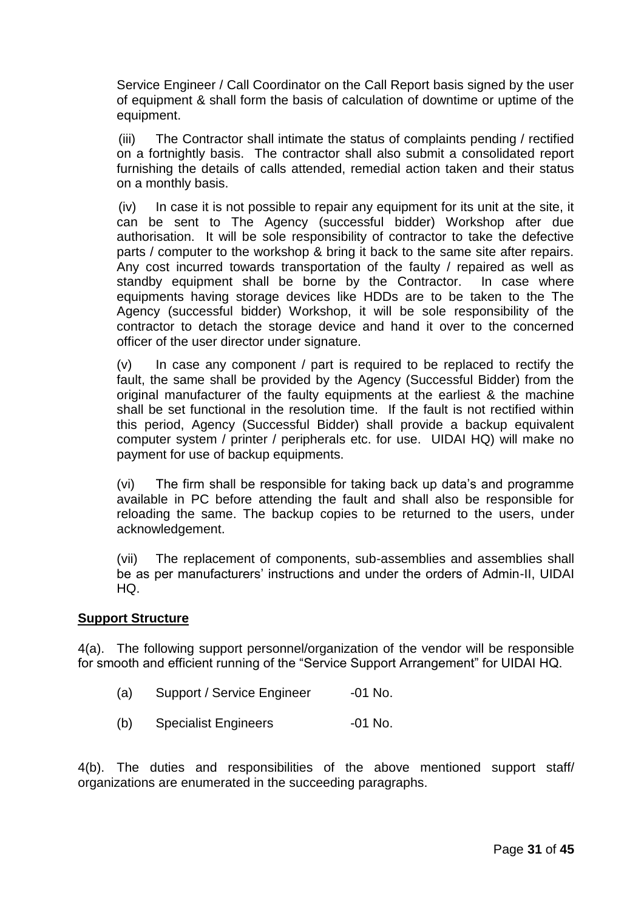Service Engineer / Call Coordinator on the Call Report basis signed by the user of equipment & shall form the basis of calculation of downtime or uptime of the equipment.

(iii) The Contractor shall intimate the status of complaints pending / rectified on a fortnightly basis. The contractor shall also submit a consolidated report furnishing the details of calls attended, remedial action taken and their status on a monthly basis.

(iv) In case it is not possible to repair any equipment for its unit at the site, it can be sent to The Agency (successful bidder) Workshop after due authorisation. It will be sole responsibility of contractor to take the defective parts / computer to the workshop & bring it back to the same site after repairs. Any cost incurred towards transportation of the faulty / repaired as well as standby equipment shall be borne by the Contractor. In case where equipments having storage devices like HDDs are to be taken to the The Agency (successful bidder) Workshop, it will be sole responsibility of the contractor to detach the storage device and hand it over to the concerned officer of the user director under signature.

(v) In case any component / part is required to be replaced to rectify the fault, the same shall be provided by the Agency (Successful Bidder) from the original manufacturer of the faulty equipments at the earliest & the machine shall be set functional in the resolution time. If the fault is not rectified within this period, Agency (Successful Bidder) shall provide a backup equivalent computer system / printer / peripherals etc. for use. UIDAI HQ) will make no payment for use of backup equipments.

(vi) The firm shall be responsible for taking back up data's and programme available in PC before attending the fault and shall also be responsible for reloading the same. The backup copies to be returned to the users, under acknowledgement.

(vii) The replacement of components, sub-assemblies and assemblies shall be as per manufacturers' instructions and under the orders of Admin-II, UIDAI HQ.

**Support Structure**

4(a). The following support personnel/organization of the vendor will be responsible for smooth and efficient running of the "Service Support Arrangement" for UIDAI HQ.

(a) Support / Service Engineer -01 No.

(b) Specialist Engineers -01 No.

4(b). The duties and responsibilities of the above mentioned support staff/ organizations are enumerated in the succeeding paragraphs.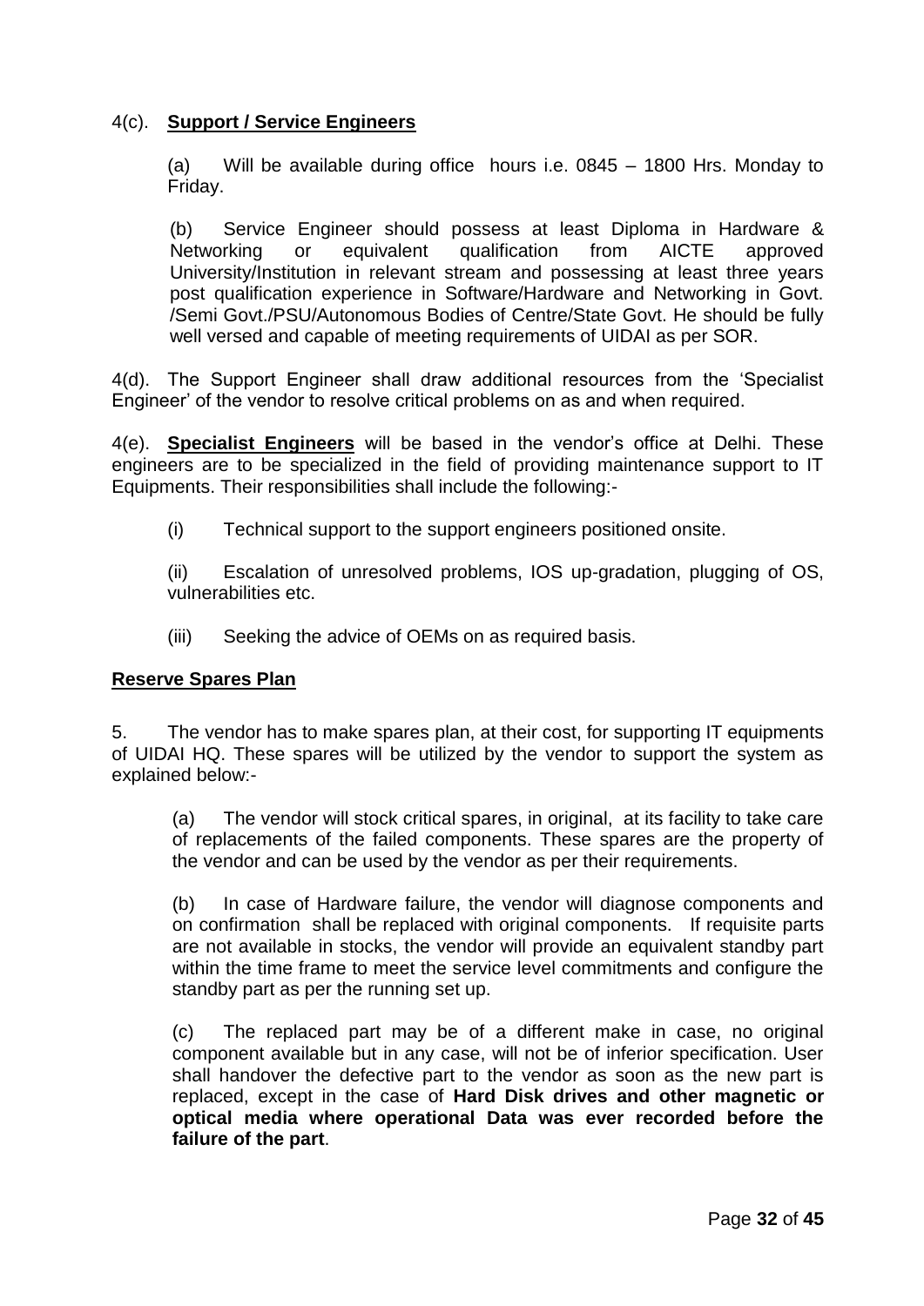4(c). **Support / Service Engineers**

(a) Will be available during office hours i.e. 0845 – 1800 Hrs. Monday to Friday.

(b) Service Engineer should possess at least Diploma in Hardware & Networking or equivalent qualification from AICTE approved University/Institution in relevant stream and possessing at least three years post qualification experience in Software/Hardware and Networking in Govt. /Semi Govt./PSU/Autonomous Bodies of Centre/State Govt. He should be fully well versed and capable of meeting requirements of UIDAI as per SOR.

4(d). The Support Engineer shall draw additional resources from the 'Specialist Engineer' of the vendor to resolve critical problems on as and when required.

4(e). **Specialist Engineers** will be based in the vendor's office at Delhi. These engineers are to be specialized in the field of providing maintenance support to IT Equipments. Their responsibilities shall include the following:-

(i) Technical support to the support engineers positioned onsite.

(ii) Escalation of unresolved problems, IOS up-gradation, plugging of OS, vulnerabilities etc.

(iii) Seeking the advice of OEMs on as required basis.

**Reserve Spares Plan**

5. The vendor has to make spares plan, at their cost, for supporting IT equipments of UIDAI HQ. These spares will be utilized by the vendor to support the system as explained below:-

(a) The vendor will stock critical spares, in original, at its facility to take care of replacements of the failed components. These spares are the property of the vendor and can be used by the vendor as per their requirements.

(b) In case of Hardware failure, the vendor will diagnose components and on confirmation shall be replaced with original components. If requisite parts are not available in stocks, the vendor will provide an equivalent standby part within the time frame to meet the service level commitments and configure the standby part as per the running set up.

(c) The replaced part may be of a different make in case, no original component available but in any case, will not be of inferior specification. User shall handover the defective part to the vendor as soon as the new part is replaced, except in the case of **Hard Disk drives and other magnetic or optical media where operational Data was ever recorded before the failure of the part**.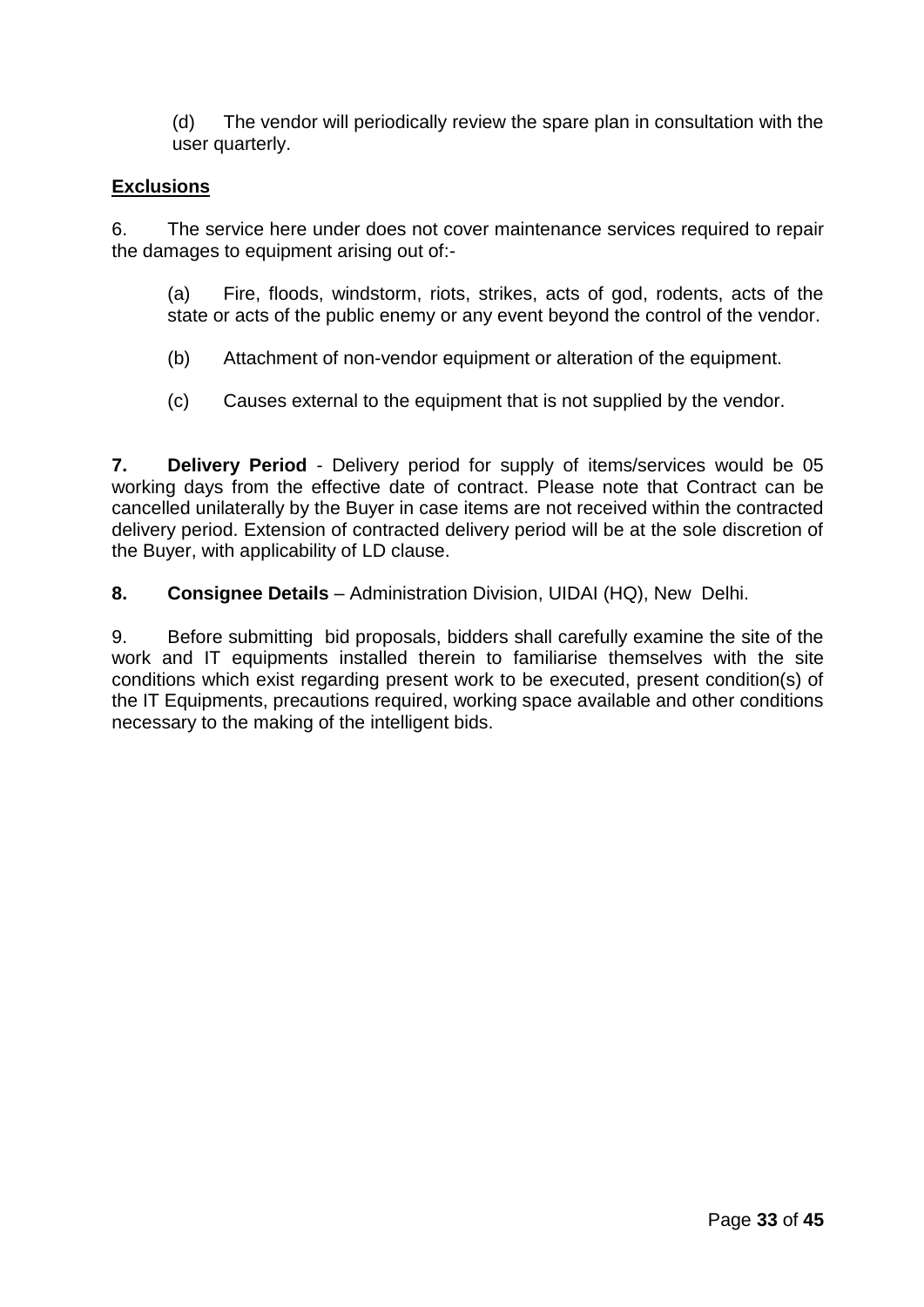(d) The vendor will periodically review the spare plan in consultation with the user quarterly.

**Exclusions**

6. The service here under does not cover maintenance services required to repair the damages to equipment arising out of:-

(a) Fire, floods, windstorm, riots, strikes, acts of god, rodents, acts of the state or acts of the public enemy or any event beyond the control of the vendor.

(b) Attachment of non-vendor equipment or alteration of the equipment.

(c) Causes external to the equipment that is not supplied by the vendor.

**7. Delivery Period** - Delivery period for supply of items/services would be 05 working days from the effective date of contract. Please note that Contract can be cancelled unilaterally by the Buyer in case items are not received within the contracted delivery period. Extension of contracted delivery period will be at the sole discretion of the Buyer, with applicability of LD clause.

**8. Consignee Details** – Administration Division, UIDAI (HQ), New Delhi.

9. Before submitting bid proposals, bidders shall carefully examine the site of the work and IT equipments installed therein to familiarise themselves with the site conditions which exist regarding present work to be executed, present condition(s) of the IT Equipments, precautions required, working space available and other conditions necessary to the making of the intelligent bids.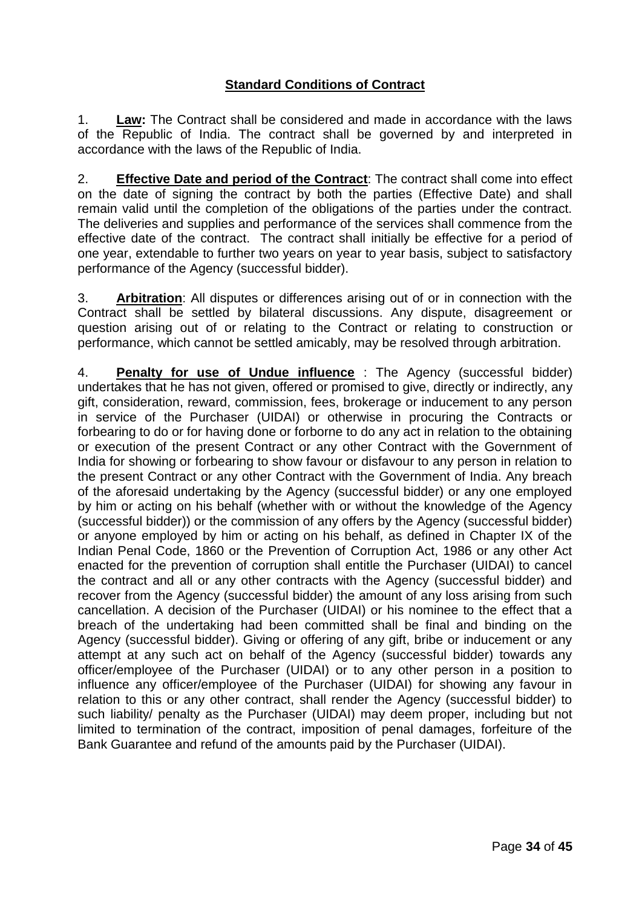## **Standard Conditions of Contract**

1. **Law:** The Contract shall be considered and made in accordance with the laws of the Republic of India. The contract shall be governed by and interpreted in accordance with the laws of the Republic of India.

2. **Effective Date and period of the Contract**: The contract shall come into effect on the date of signing the contract by both the parties (Effective Date) and shall remain valid until the completion of the obligations of the parties under the contract. The deliveries and supplies and performance of the services shall commence from the effective date of the contract. The contract shall initially be effective for a period of one year, extendable to further two years on year to year basis, subject to satisfactory performance of the Agency (successful bidder).

3. **Arbitration**: All disputes or differences arising out of or in connection with the Contract shall be settled by bilateral discussions. Any dispute, disagreement or question arising out of or relating to the Contract or relating to construction or performance, which cannot be settled amicably, may be resolved through arbitration.

4. **Penalty for use of Undue influence** : The Agency (successful bidder) undertakes that he has not given, offered or promised to give, directly or indirectly, any gift, consideration, reward, commission, fees, brokerage or inducement to any person in service of the Purchaser (UIDAI) or otherwise in procuring the Contracts or forbearing to do or for having done or forborne to do any act in relation to the obtaining or execution of the present Contract or any other Contract with the Government of India for showing or forbearing to show favour or disfavour to any person in relation to the present Contract or any other Contract with the Government of India. Any breach of the aforesaid undertaking by the Agency (successful bidder) or any one employed by him or acting on his behalf (whether with or without the knowledge of the Agency (successful bidder)) or the commission of any offers by the Agency (successful bidder) or anyone employed by him or acting on his behalf, as defined in Chapter IX of the Indian Penal Code, 1860 or the Prevention of Corruption Act, 1986 or any other Act enacted for the prevention of corruption shall entitle the Purchaser (UIDAI) to cancel the contract and all or any other contracts with the Agency (successful bidder) and recover from the Agency (successful bidder) the amount of any loss arising from such cancellation. A decision of the Purchaser (UIDAI) or his nominee to the effect that a breach of the undertaking had been committed shall be final and binding on the Agency (successful bidder). Giving or offering of any gift, bribe or inducement or any attempt at any such act on behalf of the Agency (successful bidder) towards any officer/employee of the Purchaser (UIDAI) or to any other person in a position to influence any officer/employee of the Purchaser (UIDAI) for showing any favour in relation to this or any other contract, shall render the Agency (successful bidder) to such liability/ penalty as the Purchaser (UIDAI) may deem proper, including but not limited to termination of the contract, imposition of penal damages, forfeiture of the Bank Guarantee and refund of the amounts paid by the Purchaser (UIDAI).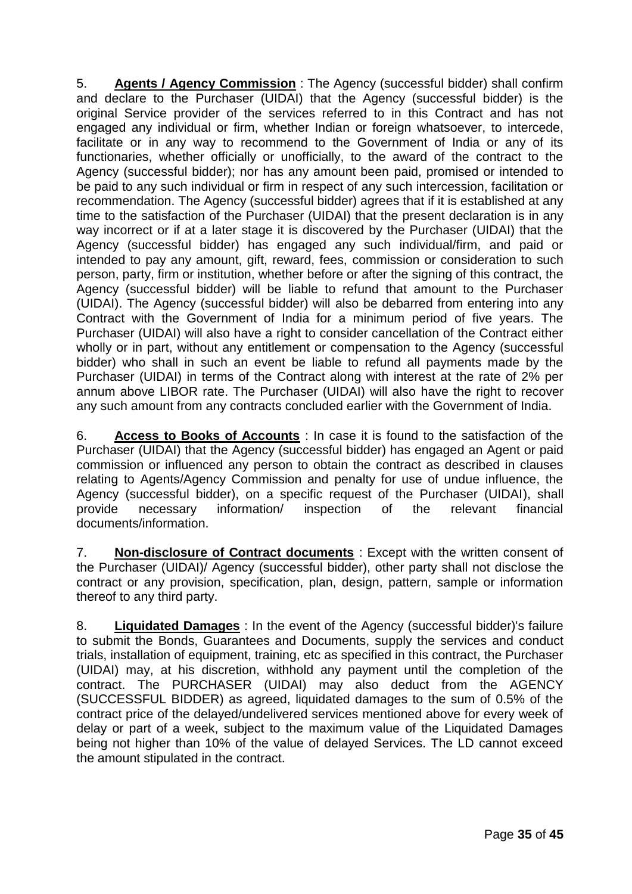5. **Agents / Agency Commission** : The Agency (successful bidder) shall confirm and declare to the Purchaser (UIDAI) that the Agency (successful bidder) is the original Service provider of the services referred to in this Contract and has not engaged any individual or firm, whether Indian or foreign whatsoever, to intercede, facilitate or in any way to recommend to the Government of India or any of its functionaries, whether officially or unofficially, to the award of the contract to the Agency (successful bidder); nor has any amount been paid, promised or intended to be paid to any such individual or firm in respect of any such intercession, facilitation or recommendation. The Agency (successful bidder) agrees that if it is established at any time to the satisfaction of the Purchaser (UIDAI) that the present declaration is in any way incorrect or if at a later stage it is discovered by the Purchaser (UIDAI) that the Agency (successful bidder) has engaged any such individual/firm, and paid or intended to pay any amount, gift, reward, fees, commission or consideration to such person, party, firm or institution, whether before or after the signing of this contract, the Agency (successful bidder) will be liable to refund that amount to the Purchaser (UIDAI). The Agency (successful bidder) will also be debarred from entering into any Contract with the Government of India for a minimum period of five years. The Purchaser (UIDAI) will also have a right to consider cancellation of the Contract either wholly or in part, without any entitlement or compensation to the Agency (successful bidder) who shall in such an event be liable to refund all payments made by the Purchaser (UIDAI) in terms of the Contract along with interest at the rate of 2% per annum above LIBOR rate. The Purchaser (UIDAI) will also have the right to recover any such amount from any contracts concluded earlier with the Government of India.

6. **Access to Books of Accounts** : In case it is found to the satisfaction of the Purchaser (UIDAI) that the Agency (successful bidder) has engaged an Agent or paid commission or influenced any person to obtain the contract as described in clauses relating to Agents/Agency Commission and penalty for use of undue influence, the Agency (successful bidder), on a specific request of the Purchaser (UIDAI), shall provide necessary information/ inspection of the relevant financial documents/information.

7. **Non-disclosure of Contract documents** : Except with the written consent of the Purchaser (UIDAI)/ Agency (successful bidder), other party shall not disclose the contract or any provision, specification, plan, design, pattern, sample or information thereof to any third party.

8. **Liquidated Damages** : In the event of the Agency (successful bidder)'s failure to submit the Bonds, Guarantees and Documents, supply the services and conduct trials, installation of equipment, training, etc as specified in this contract, the Purchaser (UIDAI) may, at his discretion, withhold any payment until the completion of the contract. The PURCHASER (UIDAI) may also deduct from the AGENCY (SUCCESSFUL BIDDER) as agreed, liquidated damages to the sum of 0.5% of the contract price of the delayed/undelivered services mentioned above for every week of delay or part of a week, subject to the maximum value of the Liquidated Damages being not higher than 10% of the value of delayed Services. The LD cannot exceed the amount stipulated in the contract.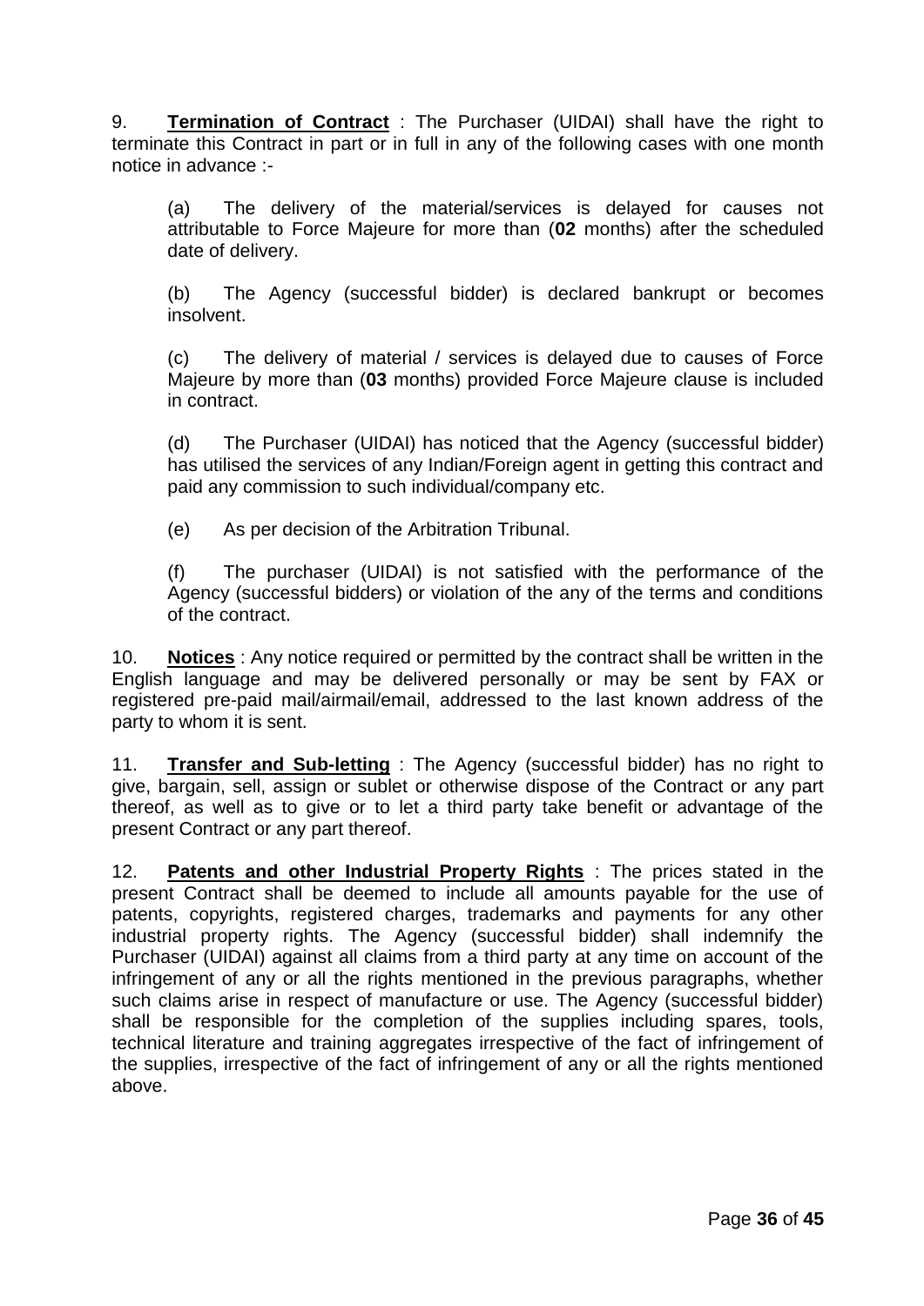9. **Termination of Contract** : The Purchaser (UIDAI) shall have the right to terminate this Contract in part or in full in any of the following cases with one month notice in advance :-

(a) The delivery of the material/services is delayed for causes not attributable to Force Majeure for more than (**02** months) after the scheduled date of delivery.

(b) The Agency (successful bidder) is declared bankrupt or becomes insolvent.

(c) The delivery of material / services is delayed due to causes of Force Majeure by more than (**03** months) provided Force Majeure clause is included in contract.

(d) The Purchaser (UIDAI) has noticed that the Agency (successful bidder) has utilised the services of any Indian/Foreign agent in getting this contract and paid any commission to such individual/company etc.

(e) As per decision of the Arbitration Tribunal.

(f) The purchaser (UIDAI) is not satisfied with the performance of the Agency (successful bidders) or violation of the any of the terms and conditions of the contract.

10. **Notices** : Any notice required or permitted by the contract shall be written in the English language and may be delivered personally or may be sent by FAX or registered pre-paid mail/airmail/email, addressed to the last known address of the party to whom it is sent.

11. **Transfer and Sub-letting** : The Agency (successful bidder) has no right to give, bargain, sell, assign or sublet or otherwise dispose of the Contract or any part thereof, as well as to give or to let a third party take benefit or advantage of the present Contract or any part thereof.

12. **Patents and other Industrial Property Rights** : The prices stated in the present Contract shall be deemed to include all amounts payable for the use of patents, copyrights, registered charges, trademarks and payments for any other industrial property rights. The Agency (successful bidder) shall indemnify the Purchaser (UIDAI) against all claims from a third party at any time on account of the infringement of any or all the rights mentioned in the previous paragraphs, whether such claims arise in respect of manufacture or use. The Agency (successful bidder) shall be responsible for the completion of the supplies including spares, tools, technical literature and training aggregates irrespective of the fact of infringement of the supplies, irrespective of the fact of infringement of any or all the rights mentioned above.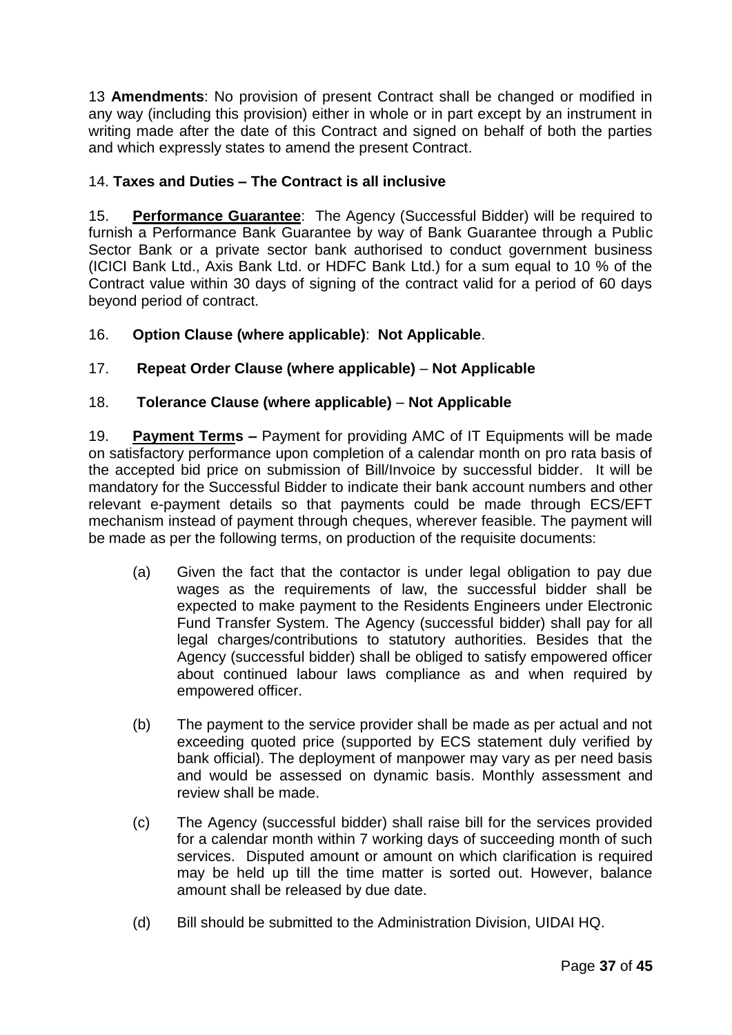13 **Amendments**: No provision of present Contract shall be changed or modified in any way (including this provision) either in whole or in part except by an instrument in writing made after the date of this Contract and signed on behalf of both the parties and which expressly states to amend the present Contract.

14. **Taxes and Duties – The Contract is all inclusive**

15. **<u>Performance Guarantee</u>**: The Agency (Successful Bidder) will be required to furnish a Performance Bank Guarantee by way of Bank Guarantee through a Public Sector Bank or a private sector bank authorised to conduct government business (ICICI Bank Ltd., Axis Bank Ltd. or HDFC Bank Ltd.) for a sum equal to 10 % of the Contract value within 30 days of signing of the contract valid for a period of 60 days beyond period of contract.

16. **Option Clause (where applicable)**: **Not Applicable**.

17. **Repeat Order Clause (where applicable)** – **Not Applicable**

18. **Tolerance Clause (where applicable)** – **Not Applicable**

19. **<u>Payment Terms</u> –** Payment for providing AMC of IT Equipments will be made on satisfactory performance upon completion of a calendar month on pro rata basis of the accepted bid price on submission of Bill/Invoice by successful bidder. It will be mandatory for the Successful Bidder to indicate their bank account numbers and other relevant e-payment details so that payments could be made through ECS/EFT mechanism instead of payment through cheques, wherever feasible. The payment will be made as per the following terms, on production of the requisite documents:

(a) Given the fact that the contactor is under legal obligation to pay due wages as the requirements of law, the successful bidder shall be expected to make payment to the Residents Engineers under Electronic Fund Transfer System. The Agency (successful bidder) shall pay for all legal charges/contributions to statutory authorities. Besides that the Agency (successful bidder) shall be obliged to satisfy empowered officer about continued labour laws compliance as and when required by empowered officer.

(b) The payment to the service provider shall be made as per actual and not exceeding quoted price (supported by ECS statement duly verified by bank official). The deployment of manpower may vary as per need basis and would be assessed on dynamic basis. Monthly assessment and review shall be made.

(c) The Agency (successful bidder) shall raise bill for the services provided for a calendar month within 7 working days of succeeding month of such services. Disputed amount or amount on which clarification is required may be held up till the time matter is sorted out. However, balance amount shall be released by due date.

(d) Bill should be submitted to the Administration Division, UIDAI HQ.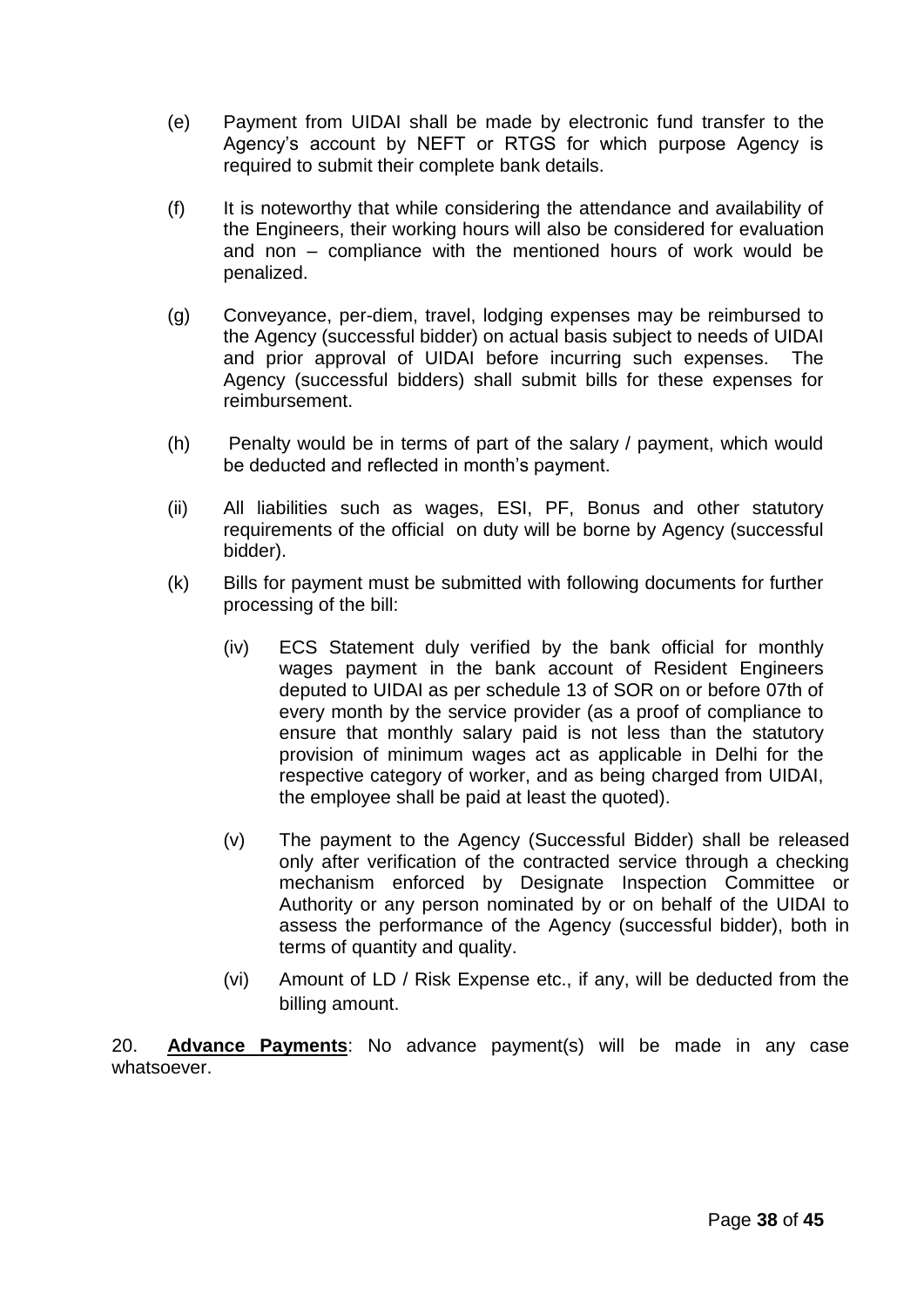(e) Payment from UIDAI shall be made by electronic fund transfer to the Agency's account by NEFT or RTGS for which purpose Agency is required to submit their complete bank details.

(f) It is noteworthy that while considering the attendance and availability of the Engineers, their working hours will also be considered for evaluation and non – compliance with the mentioned hours of work would be penalized.

(g) Conveyance, per-diem, travel, lodging expenses may be reimbursed to the Agency (successful bidder) on actual basis subject to needs of UIDAI and prior approval of UIDAI before incurring such expenses. The Agency (successful bidders) shall submit bills for these expenses for reimbursement.

(h) Penalty would be in terms of part of the salary / payment, which would be deducted and reflected in month's payment.

(ii) All liabilities such as wages, ESI, PF, Bonus and other statutory requirements of the official on duty will be borne by Agency (successful bidder).

(k) Bills for payment must be submitted with following documents for further processing of the bill:

  (iv) ECS Statement duly verified by the bank official for monthly wages payment in the bank account of Resident Engineers deputed to UIDAI as per schedule 13 of SOR on or before 07th of every month by the service provider (as a proof of compliance to ensure that monthly salary paid is not less than the statutory provision of minimum wages act as applicable in Delhi for the respective category of worker, and as being charged from UIDAI, the employee shall be paid at least the quoted).

  (v) The payment to the Agency (Successful Bidder) shall be released only after verification of the contracted service through a checking mechanism enforced by Designate Inspection Committee or Authority or any person nominated by or on behalf of the UIDAI to assess the performance of the Agency (successful bidder), both in terms of quantity and quality.

  (vi) Amount of LD / Risk Expense etc., if any, will be deducted from the billing amount.

20. **<u>Advance Payments</u>**: No advance payment(s) will be made in any case whatsoever.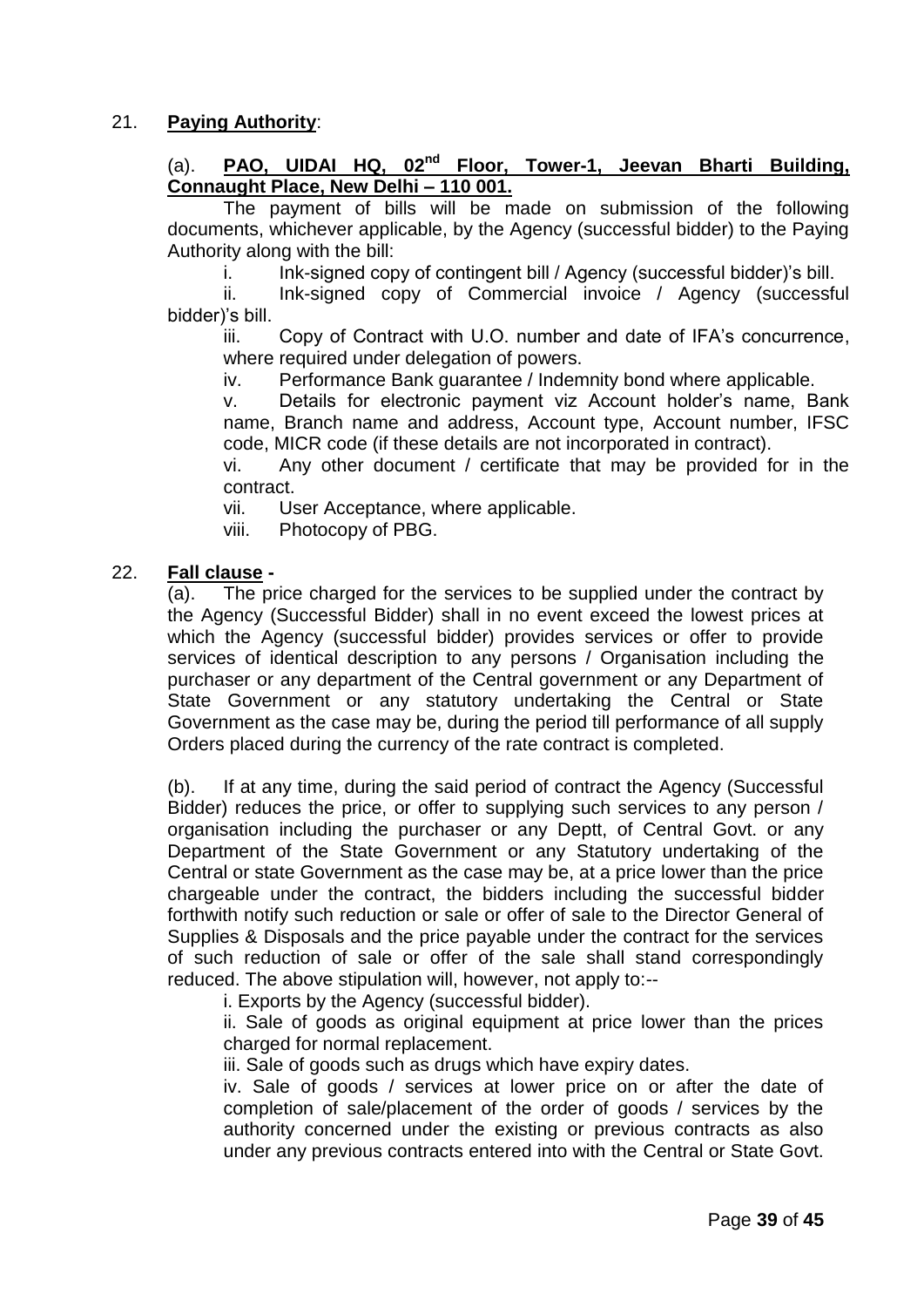21. **Paying Authority**:

(a). **PAO, UIDAI HQ, 02nd Floor, Tower-1, Jeevan Bharti Building, Connaught Place, New Delhi – 110 001.**

The payment of bills will be made on submission of the following documents, whichever applicable, by the Agency (successful bidder) to the Paying Authority along with the bill:

i. Ink-signed copy of contingent bill / Agency (successful bidder)'s bill.

ii. Ink-signed copy of Commercial invoice / Agency (successful bidder)'s bill.

iii. Copy of Contract with U.O. number and date of IFA's concurrence, where required under delegation of powers.

iv. Performance Bank guarantee / Indemnity bond where applicable.

v. Details for electronic payment viz Account holder's name, Bank name, Branch name and address, Account type, Account number, IFSC code, MICR code (if these details are not incorporated in contract).

vi. Any other document / certificate that may be provided for in the contract.

vii. User Acceptance, where applicable.

viii. Photocopy of PBG.

22. **Fall clause -**

(a). The price charged for the services to be supplied under the contract by the Agency (Successful Bidder) shall in no event exceed the lowest prices at which the Agency (successful bidder) provides services or offer to provide services of identical description to any persons / Organisation including the purchaser or any department of the Central government or any Department of State Government or any statutory undertaking the Central or State Government as the case may be, during the period till performance of all supply Orders placed during the currency of the rate contract is completed.

(b). If at any time, during the said period of contract the Agency (Successful Bidder) reduces the price, or offer to supplying such services to any person / organisation including the purchaser or any Deptt, of Central Govt. or any Department of the State Government or any Statutory undertaking of the Central or state Government as the case may be, at a price lower than the price chargeable under the contract, the bidders including the successful bidder forthwith notify such reduction or sale or offer of sale to the Director General of Supplies & Disposals and the price payable under the contract for the services of such reduction of sale or offer of the sale shall stand correspondingly reduced. The above stipulation will, however, not apply to:--

i. Exports by the Agency (successful bidder).

ii. Sale of goods as original equipment at price lower than the prices charged for normal replacement.

iii. Sale of goods such as drugs which have expiry dates.

iv. Sale of goods / services at lower price on or after the date of completion of sale/placement of the order of goods / services by the authority concerned under the existing or previous contracts as also under any previous contracts entered into with the Central or State Govt.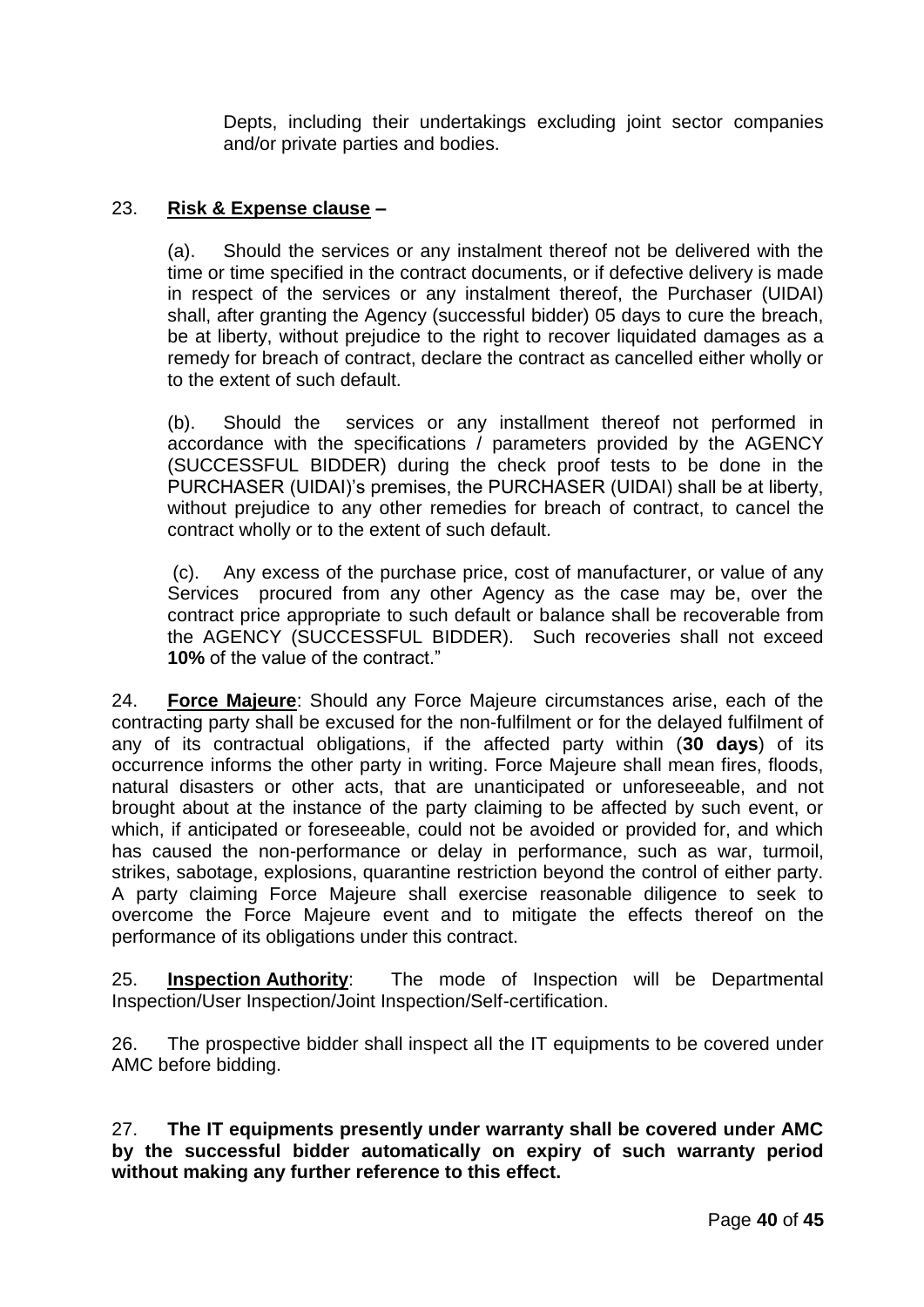Depts, including their undertakings excluding joint sector companies and/or private parties and bodies.

23. **Risk & Expense clause –**

(a). Should the services or any instalment thereof not be delivered with the time or time specified in the contract documents, or if defective delivery is made in respect of the services or any instalment thereof, the Purchaser (UIDAI) shall, after granting the Agency (successful bidder) 05 days to cure the breach, be at liberty, without prejudice to the right to recover liquidated damages as a remedy for breach of contract, declare the contract as cancelled either wholly or to the extent of such default.

(b). Should the services or any installment thereof not performed in accordance with the specifications / parameters provided by the AGENCY (SUCCESSFUL BIDDER) during the check proof tests to be done in the PURCHASER (UIDAI)'s premises, the PURCHASER (UIDAI) shall be at liberty, without prejudice to any other remedies for breach of contract, to cancel the contract wholly or to the extent of such default.

(c). Any excess of the purchase price, cost of manufacturer, or value of any Services procured from any other Agency as the case may be, over the contract price appropriate to such default or balance shall be recoverable from the AGENCY (SUCCESSFUL BIDDER). Such recoveries shall not exceed **10%** of the value of the contract."

24. **Force Majeure**: Should any Force Majeure circumstances arise, each of the contracting party shall be excused for the non-fulfilment or for the delayed fulfilment of any of its contractual obligations, if the affected party within (**30 days**) of its occurrence informs the other party in writing. Force Majeure shall mean fires, floods, natural disasters or other acts, that are unanticipated or unforeseeable, and not brought about at the instance of the party claiming to be affected by such event, or which, if anticipated or foreseeable, could not be avoided or provided for, and which has caused the non-performance or delay in performance, such as war, turmoil, strikes, sabotage, explosions, quarantine restriction beyond the control of either party. A party claiming Force Majeure shall exercise reasonable diligence to seek to overcome the Force Majeure event and to mitigate the effects thereof on the performance of its obligations under this contract.

25. **Inspection Authority**: The mode of Inspection will be Departmental Inspection/User Inspection/Joint Inspection/Self-certification.

26. The prospective bidder shall inspect all the IT equipments to be covered under AMC before bidding.

27. **The IT equipments presently under warranty shall be covered under AMC by the successful bidder automatically on expiry of such warranty period without making any further reference to this effect.**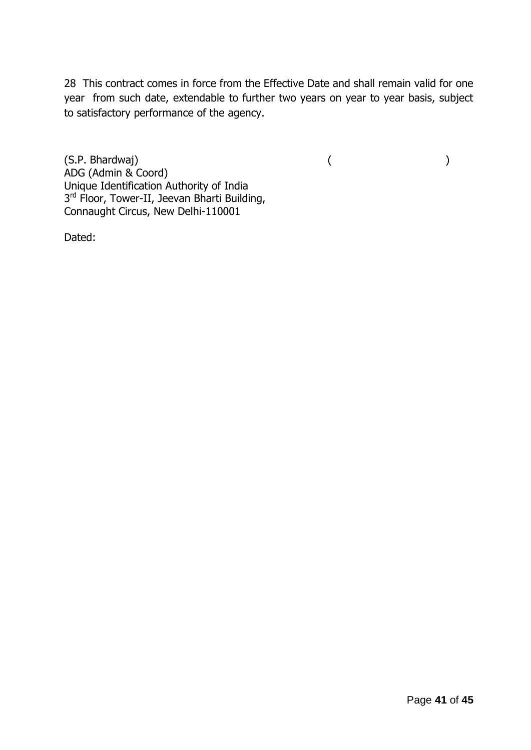28 This contract comes in force from the Effective Date and shall remain valid for one year from such date, extendable to further two years on year to year basis, subject to satisfactory performance of the agency.

(S.P. Bhardwaj) ( )
ADG (Admin & Coord)
Unique Identification Authority of India
3rd Floor, Tower-II, Jeevan Bharti Building,
Connaught Circus, New Delhi-110001

Dated: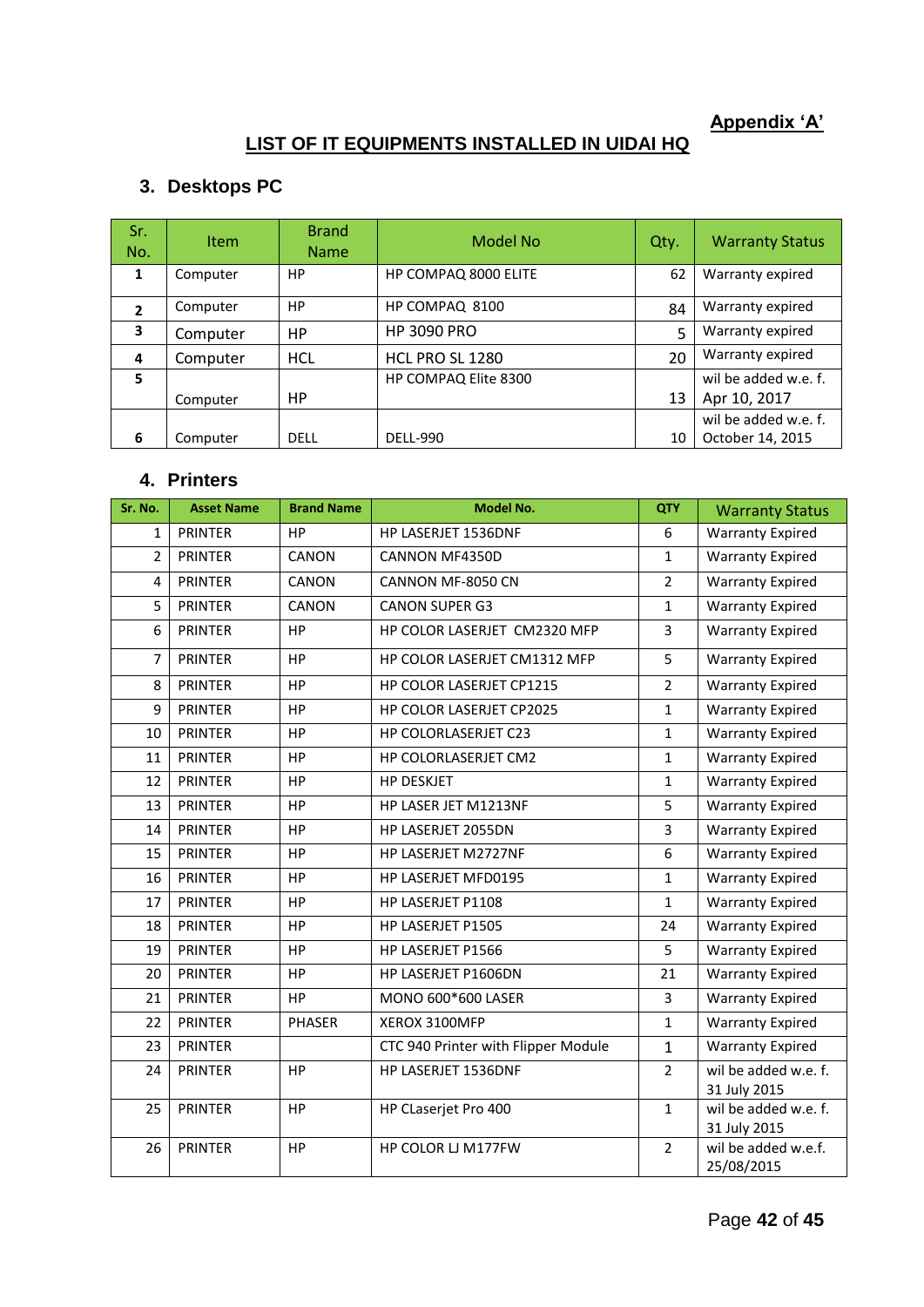**Appendix 'A'**

# LIST OF IT EQUIPMENTS INSTALLED IN UIDAI HQ

## 3. Desktops PC

| Sr. No. | Item | Brand Name | Model No | Qty. | Warranty Status |
|---|---|---|---|---|---|
| 1 | Computer | HP | HP COMPAQ 8000 ELITE | 62 | Warranty expired |
| 2 | Computer | HP | HP COMPAQ 8100 | 84 | Warranty expired |
| 3 | Computer | HP | HP 3090 PRO | 5 | Warranty expired |
| 4 | Computer | HCL | HCL PRO SL 1280 | 20 | Warranty expired |
| 5 | Computer | HP | HP COMPAQ Elite 8300 | 13 | wil be added w.e. f. Apr 10, 2017 |
| 6 | Computer | DELL | DELL-990 | 10 | wil be added w.e. f. October 14, 2015 |

## 4. Printers

| Sr. No. | Asset Name | Brand Name | Model No. | QTY | Warranty Status |
|---|---|---|---|---|---|
| 1 | PRINTER | HP | HP LASERJET 1536DNF | 6 | Warranty Expired |
| 2 | PRINTER | CANON | CANNON MF4350D | 1 | Warranty Expired |
| 4 | PRINTER | CANON | CANNON MF-8050 CN | 2 | Warranty Expired |
| 5 | PRINTER | CANON | CANON SUPER G3 | 1 | Warranty Expired |
| 6 | PRINTER | HP | HP COLOR LASERJET CM2320 MFP | 3 | Warranty Expired |
| 7 | PRINTER | HP | HP COLOR LASERJET CM1312 MFP | 5 | Warranty Expired |
| 8 | PRINTER | HP | HP COLOR LASERJET CP1215 | 2 | Warranty Expired |
| 9 | PRINTER | HP | HP COLOR LASERJET CP2025 | 1 | Warranty Expired |
| 10 | PRINTER | HP | HP COLORLASERJET C23 | 1 | Warranty Expired |
| 11 | PRINTER | HP | HP COLORLASERJET CM2 | 1 | Warranty Expired |
| 12 | PRINTER | HP | HP DESKJET | 1 | Warranty Expired |
| 13 | PRINTER | HP | HP LASER JET M1213NF | 5 | Warranty Expired |
| 14 | PRINTER | HP | HP LASERJET 2055DN | 3 | Warranty Expired |
| 15 | PRINTER | HP | HP LASERJET M2727NF | 6 | Warranty Expired |
| 16 | PRINTER | HP | HP LASERJET MFD0195 | 1 | Warranty Expired |
| 17 | PRINTER | HP | HP LASERJET P1108 | 1 | Warranty Expired |
| 18 | PRINTER | HP | HP LASERJET P1505 | 24 | Warranty Expired |
| 19 | PRINTER | HP | HP LASERJET P1566 | 5 | Warranty Expired |
| 20 | PRINTER | HP | HP LASERJET P1606DN | 21 | Warranty Expired |
| 21 | PRINTER | HP | MONO 600*600 LASER | 3 | Warranty Expired |
| 22 | PRINTER | PHASER | XEROX 3100MFP | 1 | Warranty Expired |
| 23 | PRINTER | | CTC 940 Printer with Flipper Module | 1 | Warranty Expired |
| 24 | PRINTER | HP | HP LASERJET 1536DNF | 2 | wil be added w.e. f. 31 July 2015 |
| 25 | PRINTER | HP | HP CLaserjet Pro 400 | 1 | wil be added w.e. f. 31 July 2015 |
| 26 | PRINTER | HP | HP COLOR LJ M177FW | 2 | wil be added w.e.f. 25/08/2015 |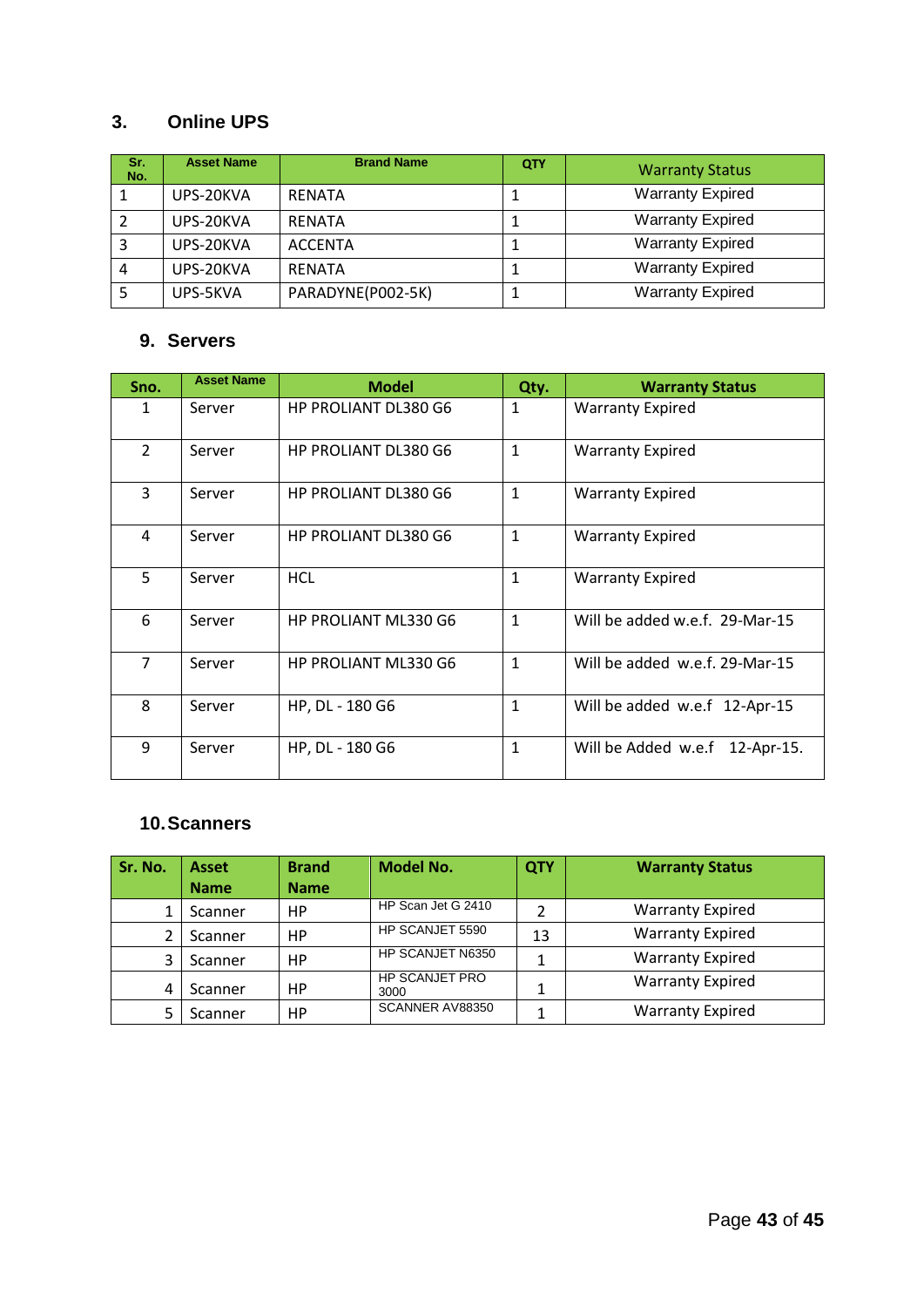## 3. Online UPS

| Sr. No. | Asset Name | Brand Name | QTY | Warranty Status |
|---|---|---|---|---|
| 1 | UPS-20KVA | RENATA | 1 | Warranty Expired |
| 2 | UPS-20KVA | RENATA | 1 | Warranty Expired |
| 3 | UPS-20KVA | ACCENTA | 1 | Warranty Expired |
| 4 | UPS-20KVA | RENATA | 1 | Warranty Expired |
| 5 | UPS-5KVA | PARADYNE(P002-5K) | 1 | Warranty Expired |

## 9. Servers

| Sno. | Asset Name | Model | Qty. | Warranty Status |
|---|---|---|---|---|
| 1 | Server | HP PROLIANT DL380 G6 | 1 | Warranty Expired |
| 2 | Server | HP PROLIANT DL380 G6 | 1 | Warranty Expired |
| 3 | Server | HP PROLIANT DL380 G6 | 1 | Warranty Expired |
| 4 | Server | HP PROLIANT DL380 G6 | 1 | Warranty Expired |
| 5 | Server | HCL | 1 | Warranty Expired |
| 6 | Server | HP PROLIANT ML330 G6 | 1 | Will be added w.e.f. 29-Mar-15 |
| 7 | Server | HP PROLIANT ML330 G6 | 1 | Will be added w.e.f. 29-Mar-15 |
| 8 | Server | HP, DL - 180 G6 | 1 | Will be added w.e.f 12-Apr-15 |
| 9 | Server | HP, DL - 180 G6 | 1 | Will be Added w.e.f 12-Apr-15. |

## 10. Scanners

| Sr. No. | Asset Name | Brand Name | Model No. | QTY | Warranty Status |
|---|---|---|---|---|---|
| 1 | Scanner | HP | HP Scan Jet G 2410 | 2 | Warranty Expired |
| 2 | Scanner | HP | HP SCANJET 5590 | 13 | Warranty Expired |
| 3 | Scanner | HP | HP SCANJET N6350 | 1 | Warranty Expired |
| 4 | Scanner | HP | HP SCANJET PRO 3000 | 1 | Warranty Expired |
| 5 | Scanner | HP | SCANNER AV88350 | 1 | Warranty Expired |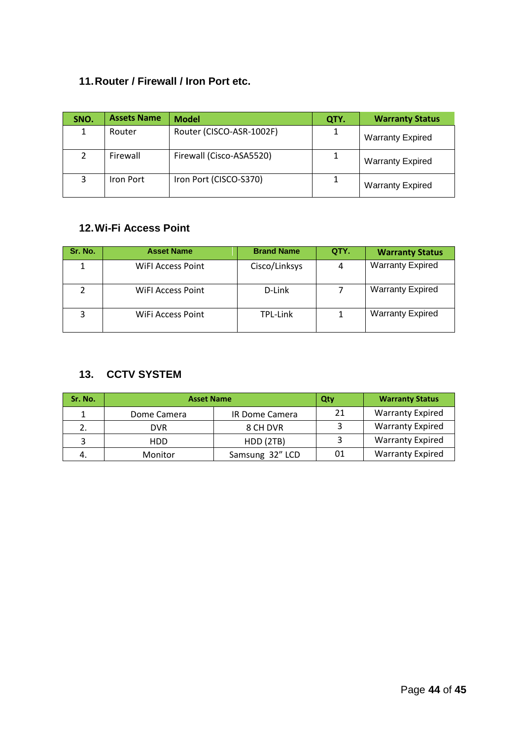## 11. Router / Firewall / Iron Port etc.

| SNO. | Assets Name | Model | QTY. | Warranty Status |
|---|---|---|---|---|
| 1 | Router | Router (CISCO-ASR-1002F) | 1 | Warranty Expired |
| 2 | Firewall | Firewall (Cisco-ASA5520) | 1 | Warranty Expired |
| 3 | Iron Port | Iron Port (CISCO-S370) | 1 | Warranty Expired |

## 12. Wi-Fi Access Point

| Sr. No. | Asset Name | Brand Name | QTY. | Warranty Status |
|---|---|---|---|---|
| 1 | WiFI Access Point | Cisco/Linksys | 4 | Warranty Expired |
| 2 | WiFI Access Point | D-Link | 7 | Warranty Expired |
| 3 | WiFi Access Point | TPL-Link | 1 | Warranty Expired |

## 13. CCTV SYSTEM

| Sr. No. | Asset Name | | Qty | Warranty Status |
|---|---|---|---|---|
| 1 | Dome Camera | IR Dome Camera | 21 | Warranty Expired |
| 2. | DVR | 8 CH DVR | 3 | Warranty Expired |
| 3 | HDD | HDD (2TB) | 3 | Warranty Expired |
| 4. | Monitor | Samsung 32" LCD | 01 | Warranty Expired |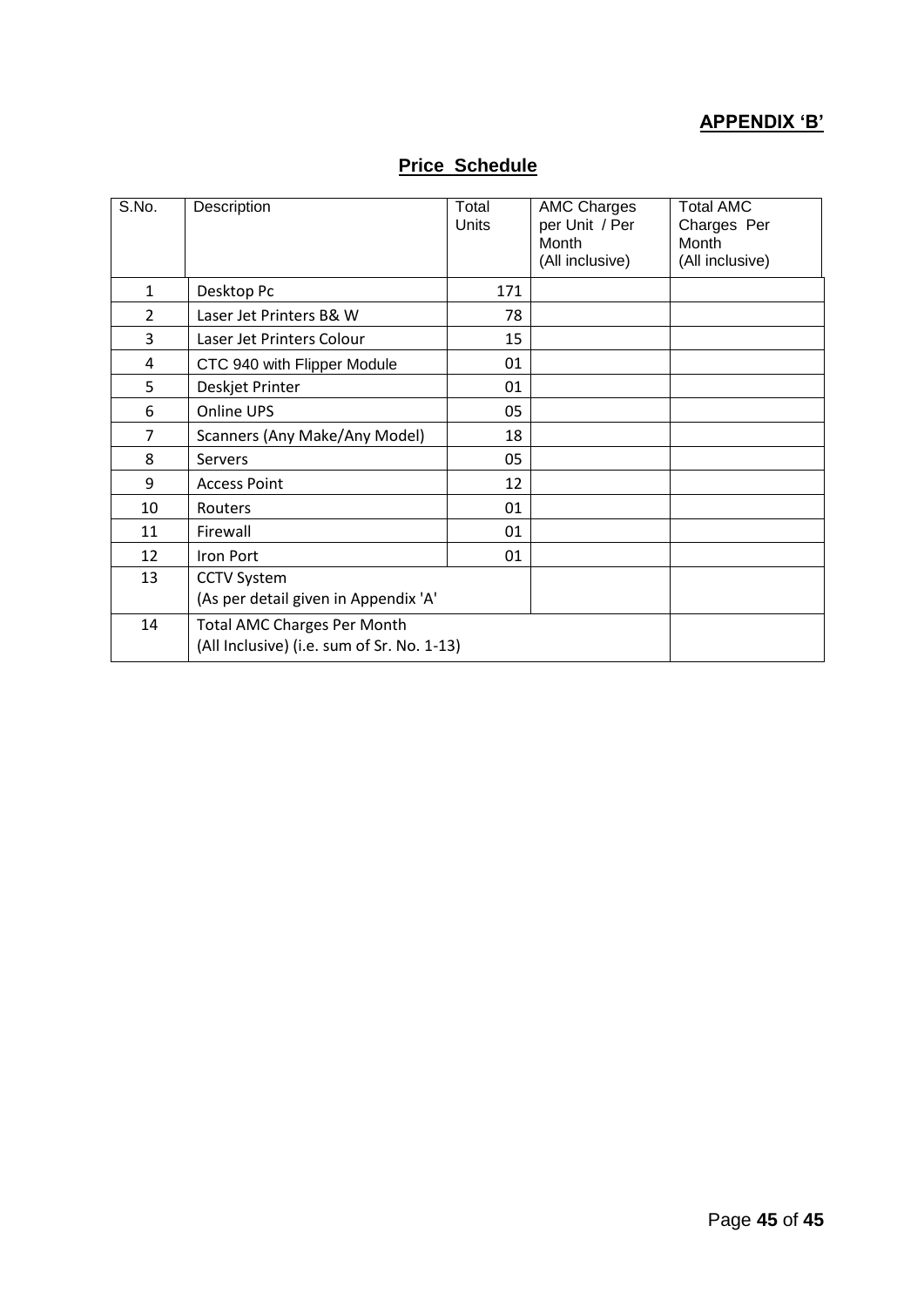**APPENDIX 'B'**

## Price Schedule

| S.No. | Description | Total Units | AMC Charges per Unit / Per Month (All inclusive) | Total AMC Charges Per Month (All inclusive) |
|---|---|---|---|---|
| 1 | Desktop Pc | 171 | | |
| 2 | Laser Jet Printers B& W | 78 | | |
| 3 | Laser Jet Printers Colour | 15 | | |
| 4 | CTC 940 with Flipper Module | 01 | | |
| 5 | Deskjet Printer | 01 | | |
| 6 | Online UPS | 05 | | |
| 7 | Scanners (Any Make/Any Model) | 18 | | |
| 8 | Servers | 05 | | |
| 9 | Access Point | 12 | | |
| 10 | Routers | 01 | | |
| 11 | Firewall | 01 | | |
| 12 | Iron Port | 01 | | |
| 13 | CCTV System (As per detail given in Appendix 'A' | | | |
| 14 | Total AMC Charges Per Month (All Inclusive) (i.e. sum of Sr. No. 1-13) | | | |